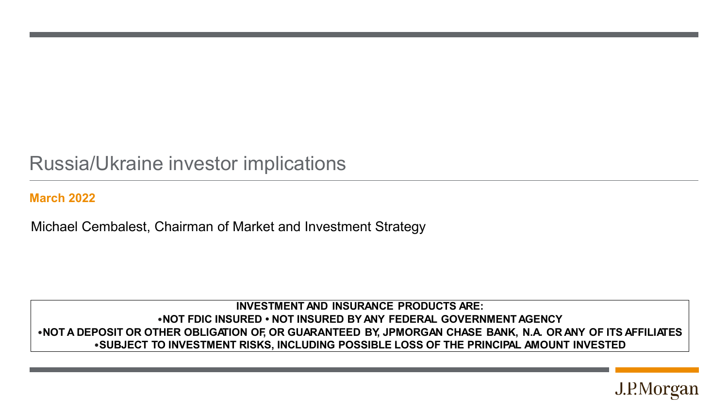# Russia/Ukraine investor implications

**March 2022**

Michael Cembalest, Chairman of Market and Investment Strategy

**INVESTMENT AND INSURANCE PRODUCTS ARE:**
**•NOT FDIC INSURED • NOT INSURED BY ANY FEDERAL GOVERNMENT AGENCY**
**•NOT A DEPOSIT OR OTHER OBLIGATION OF, OR GUARANTEED BY, JPMORGAN CHASE BANK, N.A. OR ANY OF ITS AFFILIATES**
**•SUBJECT TO INVESTMENT RISKS, INCLUDING POSSIBLE LOSS OF THE PRINCIPAL AMOUNT INVESTED**

J.P.Morgan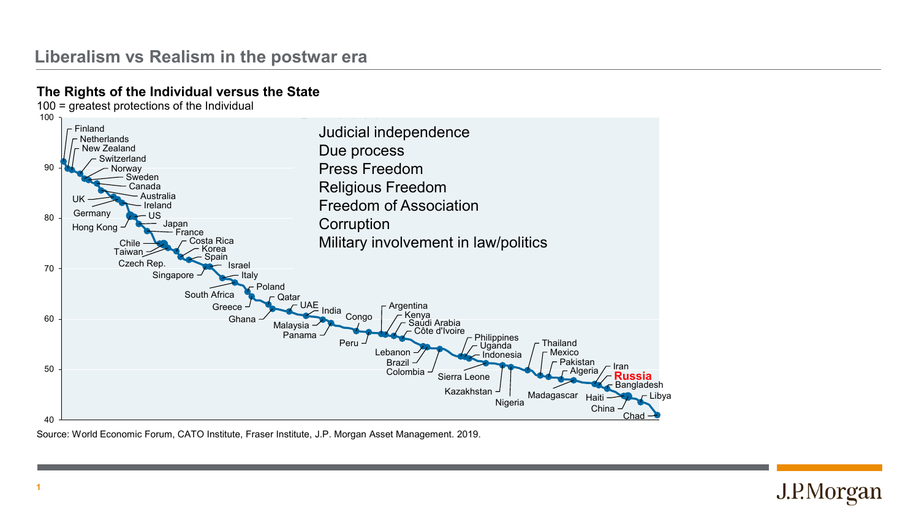## Liberalism vs Realism in the postwar era

**The Rights of the Individual versus the State**

100 = greatest protections of the Individual

Judicial independence
Due process
Press Freedom
Religious Freedom
Freedom of Association
Corruption
Military involvement in law/politics

Finland, Netherlands, New Zealand, Switzerland, Norway, Sweden, Canada, UK, Australia, Ireland, Germany, US, Hong Kong, Japan, France, Chile, Costa Rica, Taiwan, Korea, Spain, Czech Rep., Israel, Singapore, Italy, South Africa, Poland, Greece, Qatar, Ghana, UAE, India, Malaysia, Panama, Congo, Peru, Argentina, Kenya, Saudi Arabia, Côte d'Ivoire, Lebanon, Brazil, Colombia, Philippines, Uganda, Indonesia, Sierra Leone, Kazakhstan, Nigeria, Thailand, Mexico, Madagascar, Pakistan, Algeria, Iran, **Russia**, Bangladesh, Haiti, China, Libya, Chad

Source: World Economic Forum, CATO Institute, Fraser Institute, J.P. Morgan Asset Management. 2019.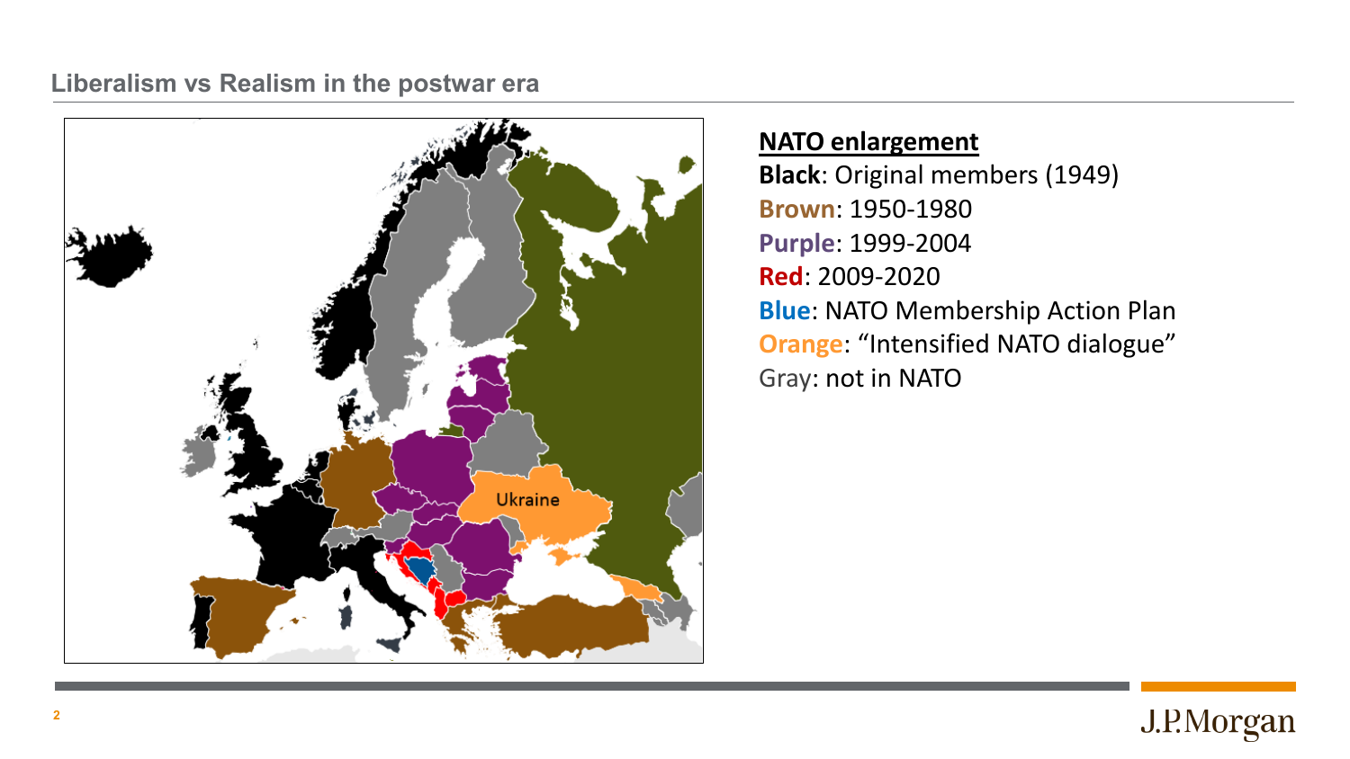## Liberalism vs Realism in the postwar era

Ukraine

**NATO enlargement**

**Black**: Original members (1949)
**Brown**: 1950-1980
**Purple**: 1999-2004
**Red**: 2009-2020
**Blue**: NATO Membership Action Plan
**Orange**: "Intensified NATO dialogue"
Gray: not in NATO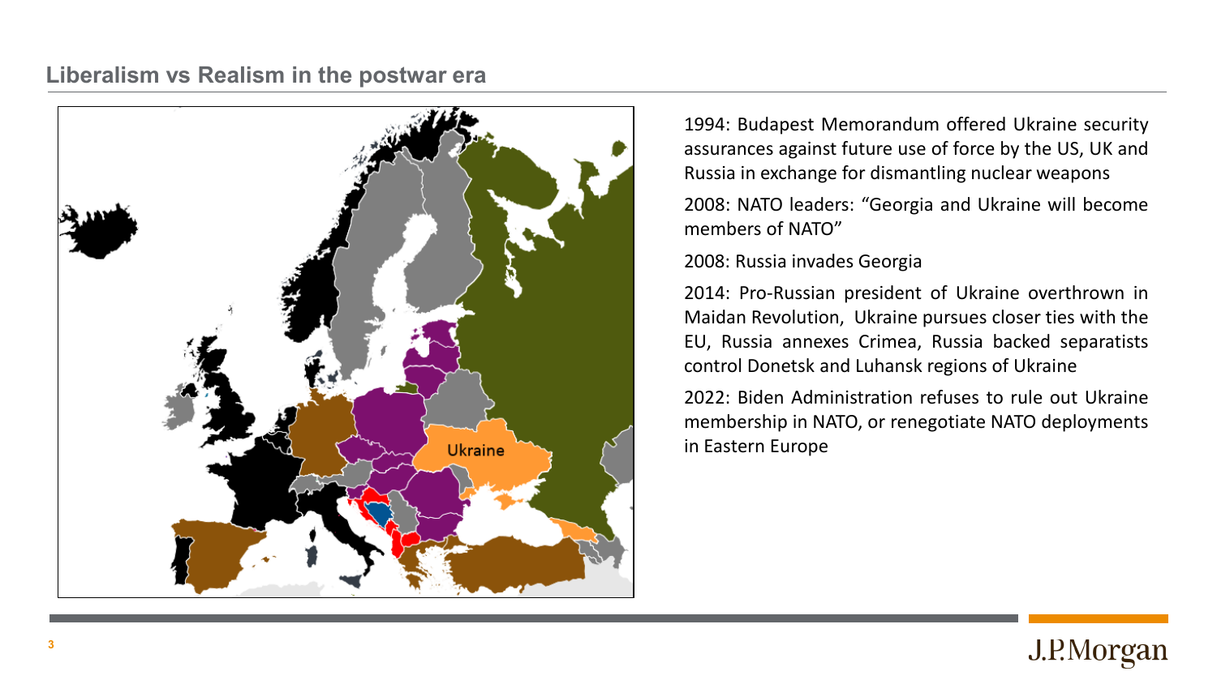## Liberalism vs Realism in the postwar era

1994: Budapest Memorandum offered Ukraine security assurances against future use of force by the US, UK and Russia in exchange for dismantling nuclear weapons

2008: NATO leaders: "Georgia and Ukraine will become members of NATO"

2008: Russia invades Georgia

2014: Pro-Russian president of Ukraine overthrown in Maidan Revolution, Ukraine pursues closer ties with the EU, Russia annexes Crimea, Russia backed separatists control Donetsk and Luhansk regions of Ukraine

2022: Biden Administration refuses to rule out Ukraine membership in NATO, or renegotiate NATO deployments in Eastern Europe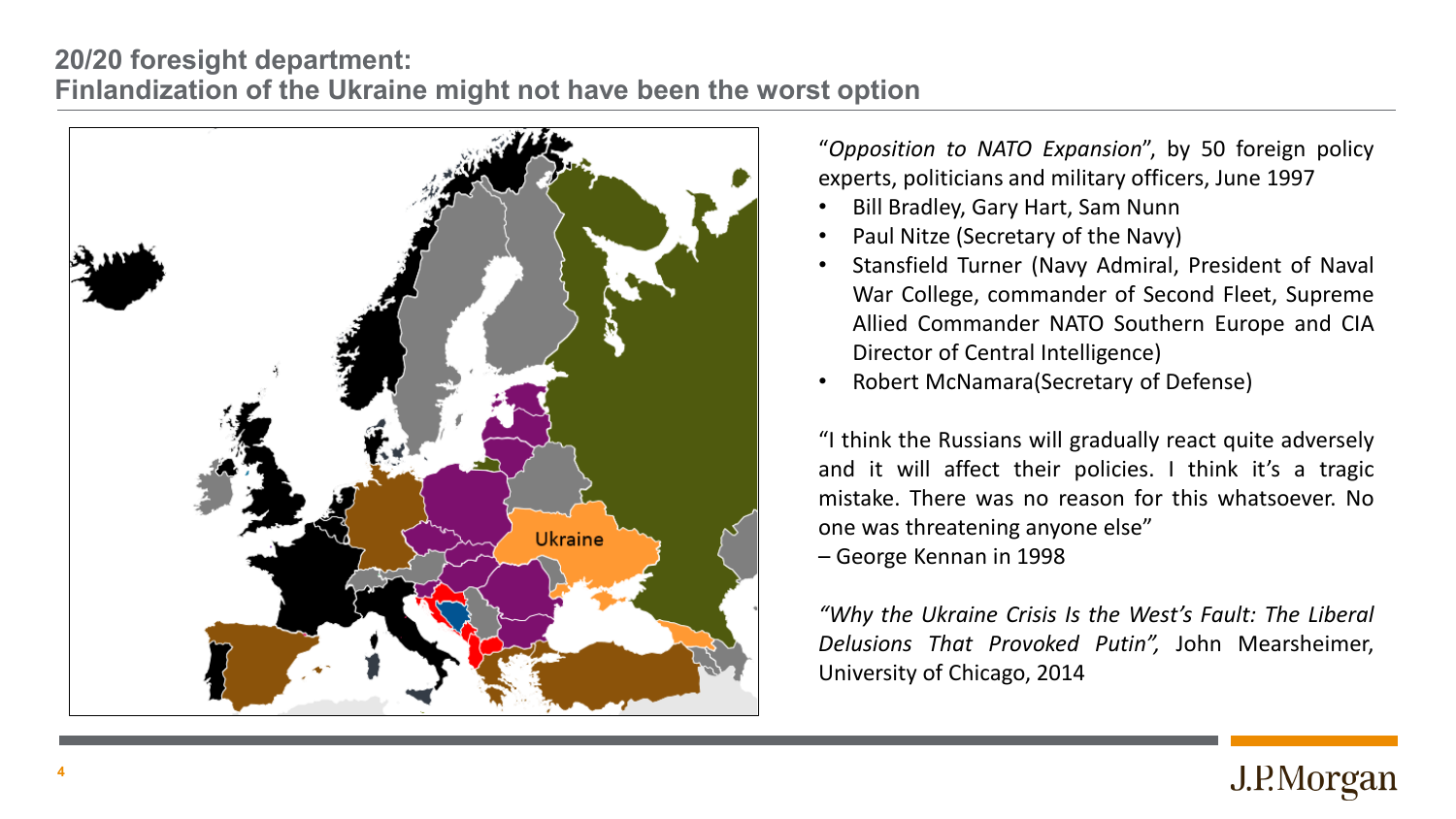## 20/20 foresight department:
## Finlandization of the Ukraine might not have been the worst option

Ukraine

"*Opposition to NATO Expansion*", by 50 foreign policy experts, politicians and military officers, June 1997

- Bill Bradley, Gary Hart, Sam Nunn
- Paul Nitze (Secretary of the Navy)
- Stansfield Turner (Navy Admiral, President of Naval War College, commander of Second Fleet, Supreme Allied Commander NATO Southern Europe and CIA Director of Central Intelligence)
- Robert McNamara(Secretary of Defense)

"I think the Russians will gradually react quite adversely and it will affect their policies. I think it's a tragic mistake. There was no reason for this whatsoever. No one was threatening anyone else"
– George Kennan in 1998

*"Why the Ukraine Crisis Is the West's Fault: The Liberal Delusions That Provoked Putin",* John Mearsheimer, University of Chicago, 2014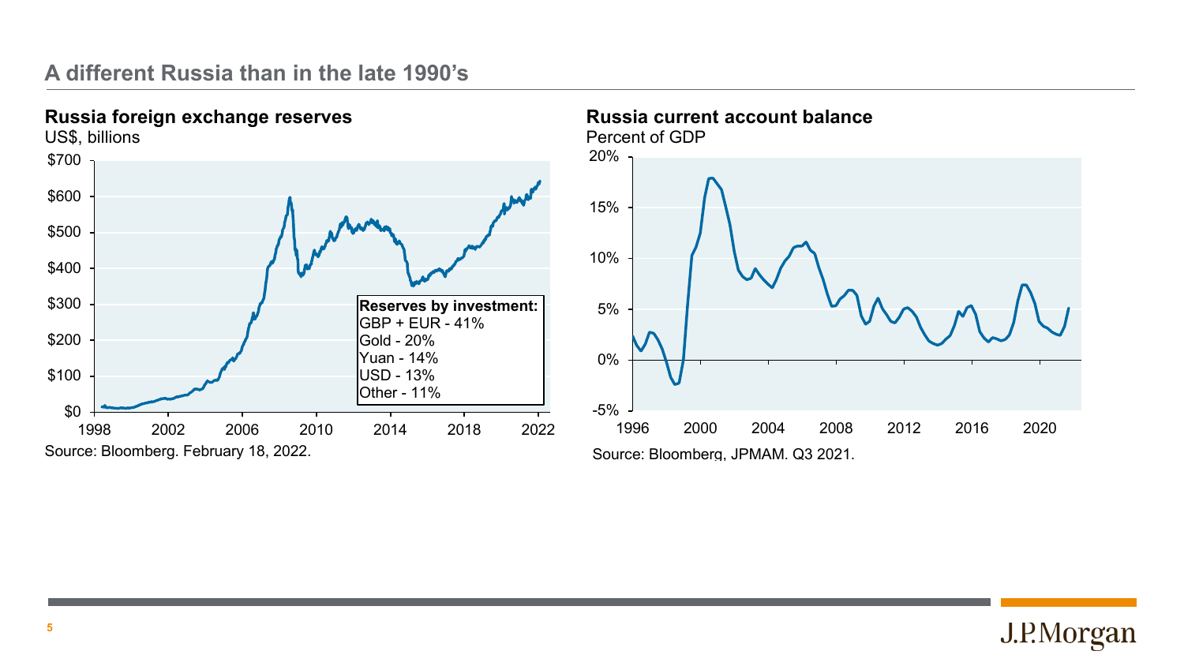## A different Russia than in the late 1990's

### Russia foreign exchange reserves

US$, billions

Reserves by investment:

- GBP + EUR - 41%
- Gold - 20%
- Yuan - 14%
- USD - 13%
- Other - 11%

Source: Bloomberg. February 18, 2022.

### Russia current account balance

Percent of GDP

Source: Bloomberg, JPMAM. Q3 2021.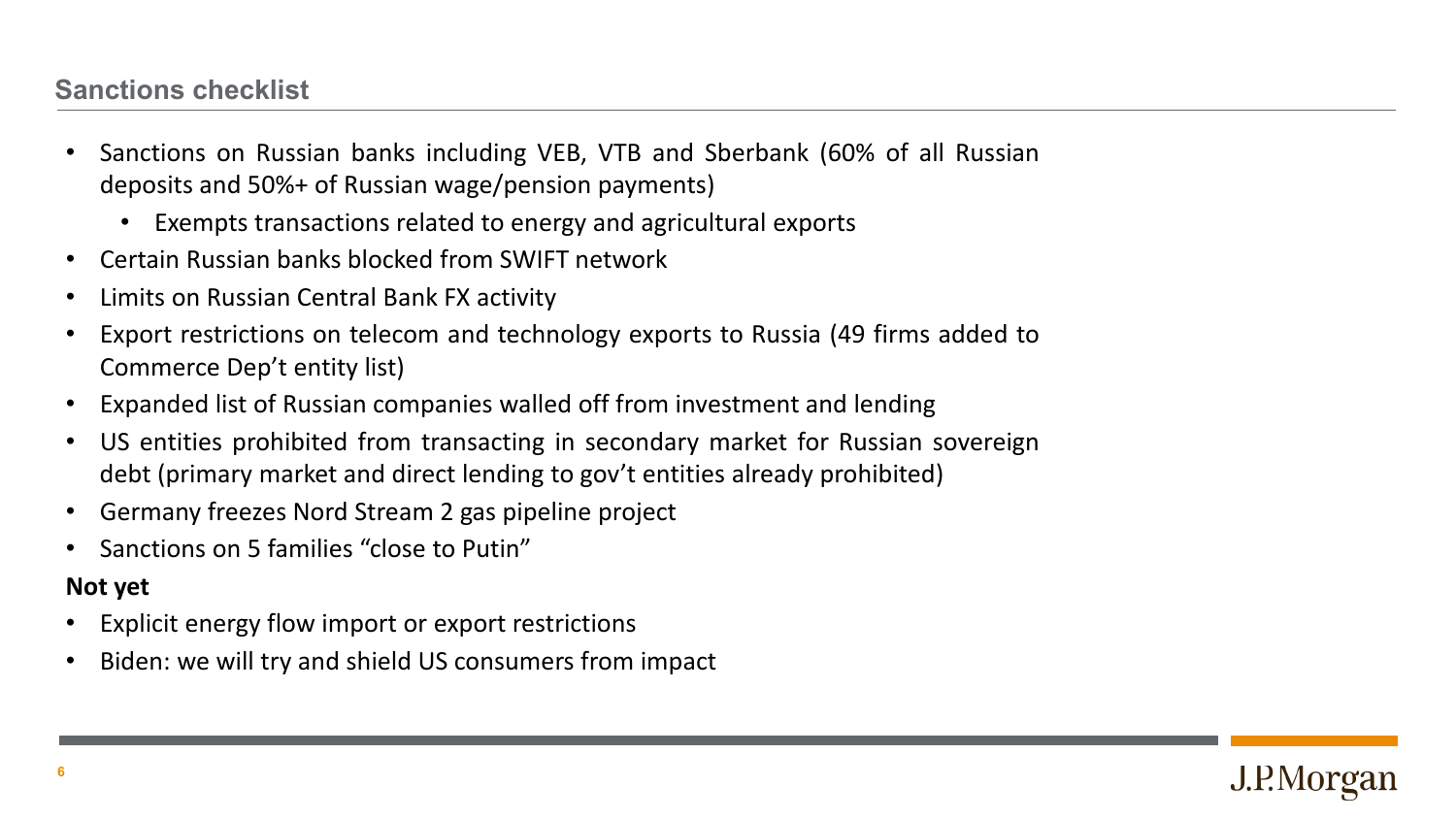## Sanctions checklist

- Sanctions on Russian banks including VEB, VTB and Sberbank (60% of all Russian deposits and 50%+ of Russian wage/pension payments)
  - Exempts transactions related to energy and agricultural exports
- Certain Russian banks blocked from SWIFT network
- Limits on Russian Central Bank FX activity
- Export restrictions on telecom and technology exports to Russia (49 firms added to Commerce Dep't entity list)
- Expanded list of Russian companies walled off from investment and lending
- US entities prohibited from transacting in secondary market for Russian sovereign debt (primary market and direct lending to gov't entities already prohibited)
- Germany freezes Nord Stream 2 gas pipeline project
- Sanctions on 5 families "close to Putin"

**Not yet**

- Explicit energy flow import or export restrictions
- Biden: we will try and shield US consumers from impact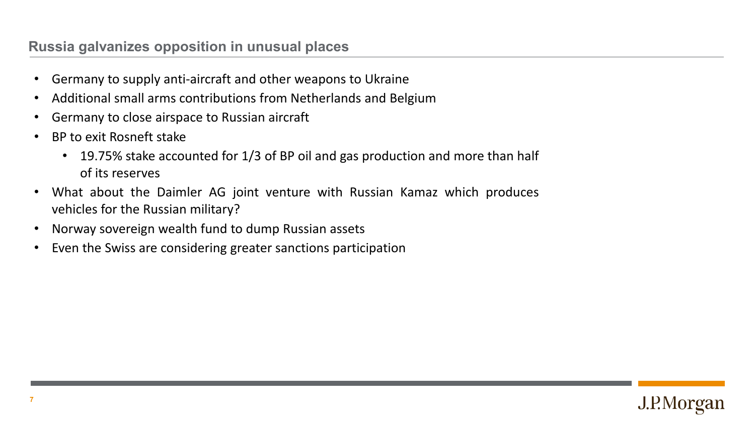## Russia galvanizes opposition in unusual places

- Germany to supply anti-aircraft and other weapons to Ukraine
- Additional small arms contributions from Netherlands and Belgium
- Germany to close airspace to Russian aircraft
- BP to exit Rosneft stake
  - 19.75% stake accounted for 1/3 of BP oil and gas production and more than half of its reserves
- What about the Daimler AG joint venture with Russian Kamaz which produces vehicles for the Russian military?
- Norway sovereign wealth fund to dump Russian assets
- Even the Swiss are considering greater sanctions participation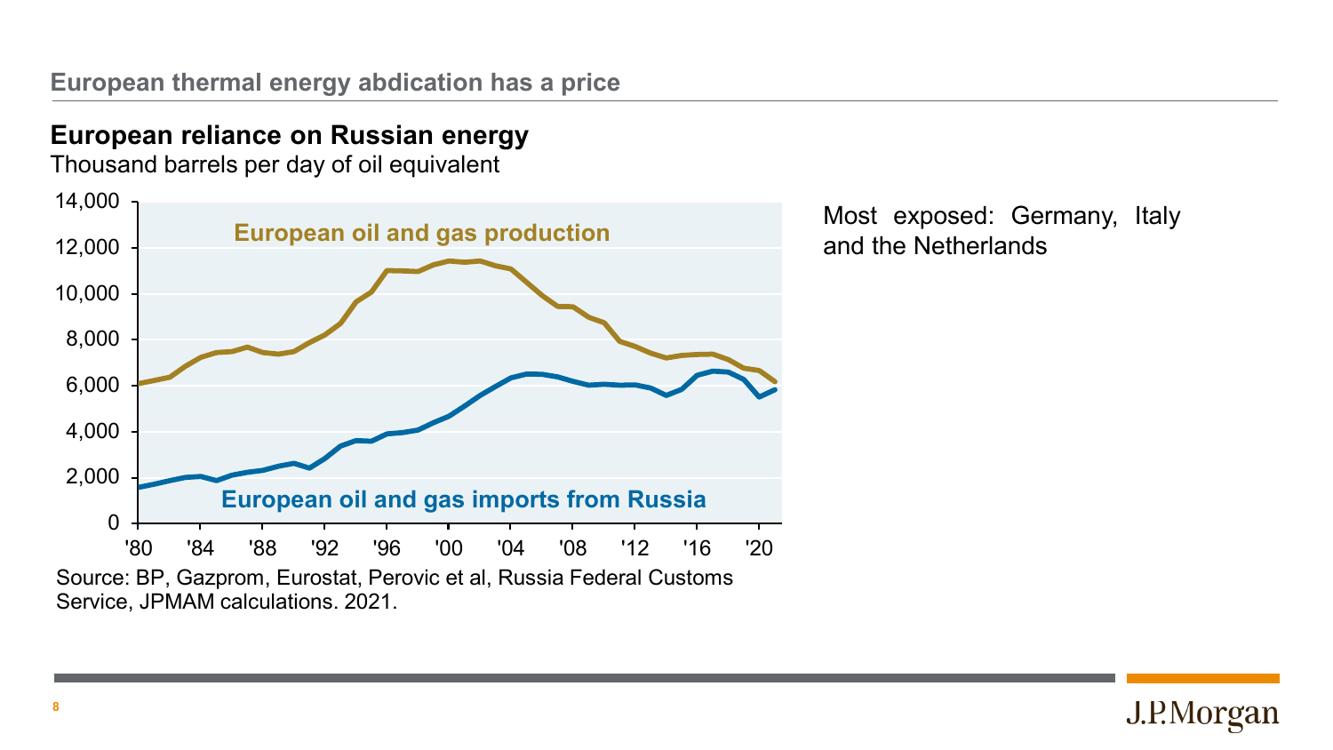## European thermal energy abdication has a price

### European reliance on Russian energy

Thousand barrels per day of oil equivalent

Source: BP, Gazprom, Eurostat, Perovic et al, Russia Federal Customs Service, JPMAM calculations. 2021.

Most exposed: Germany, Italy and the Netherlands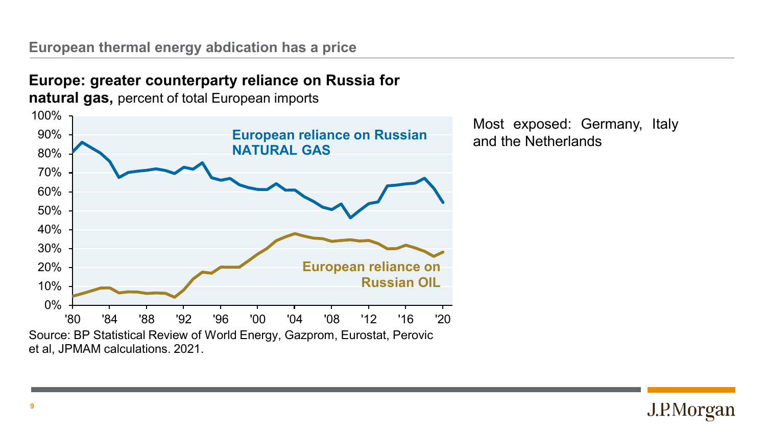## European thermal energy abdication has a price

**Europe: greater counterparty reliance on Russia for natural gas,** percent of total European imports

Source: BP Statistical Review of World Energy, Gazprom, Eurostat, Perovic et al, JPMAM calculations. 2021.

Most exposed: Germany, Italy and the Netherlands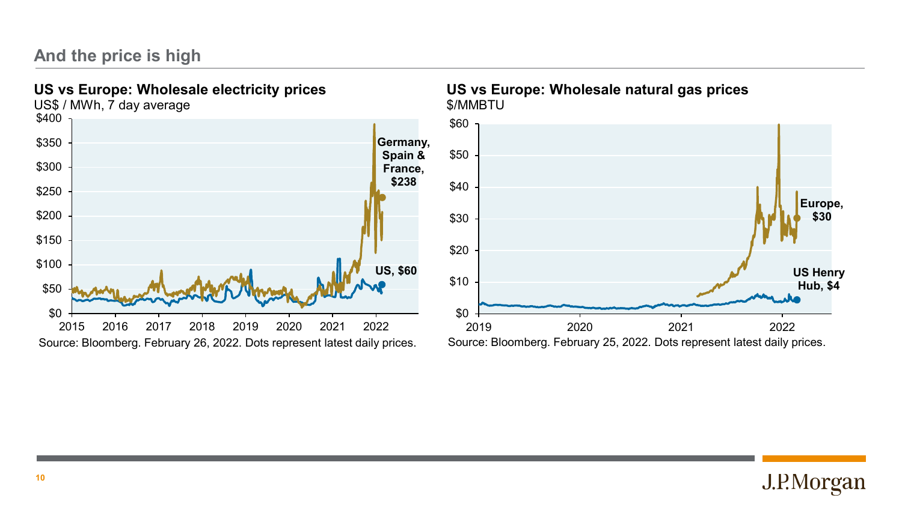## And the price is high

### US vs Europe: Wholesale electricity prices

US$ / MWh, 7 day average

$400
$350
$300
$250
$200
$150
$100
$50
$0

2015 2016 2017 2018 2019 2020 2021 2022

**Germany, Spain & France, $238**

**US, $60**

Source: Bloomberg. February 26, 2022. Dots represent latest daily prices.

### US vs Europe: Wholesale natural gas prices

$/MMBTU

$60
$50
$40
$30
$20
$10
$0

2019 2020 2021 2022

**Europe, $30**

**US Henry Hub, $4**

Source: Bloomberg. February 25, 2022. Dots represent latest daily prices.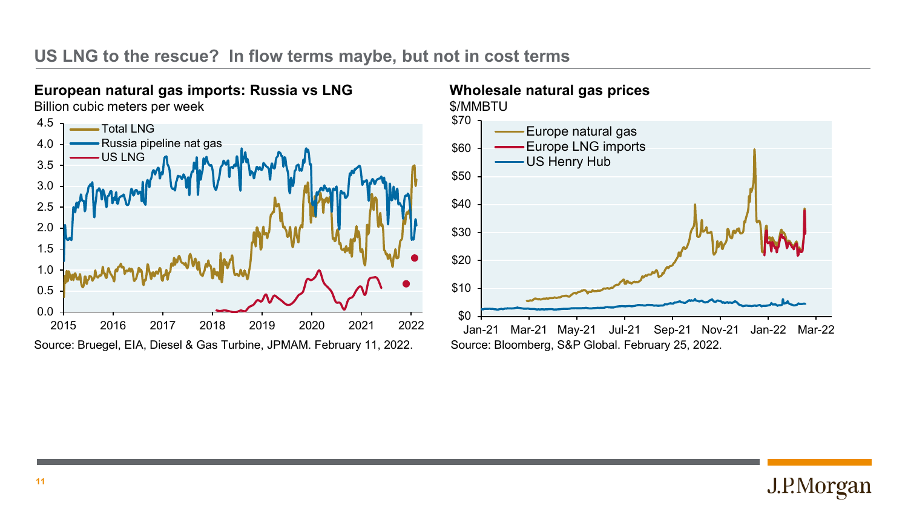## US LNG to the rescue? In flow terms maybe, but not in cost terms

**European natural gas imports: Russia vs LNG**

Billion cubic meters per week

Total LNG
Russia pipeline nat gas
US LNG

Source: Bruegel, EIA, Diesel & Gas Turbine, JPMAM. February 11, 2022.

**Wholesale natural gas prices**

$/MMBTU

Europe natural gas
Europe LNG imports
US Henry Hub

Source: Bloomberg, S&P Global. February 25, 2022.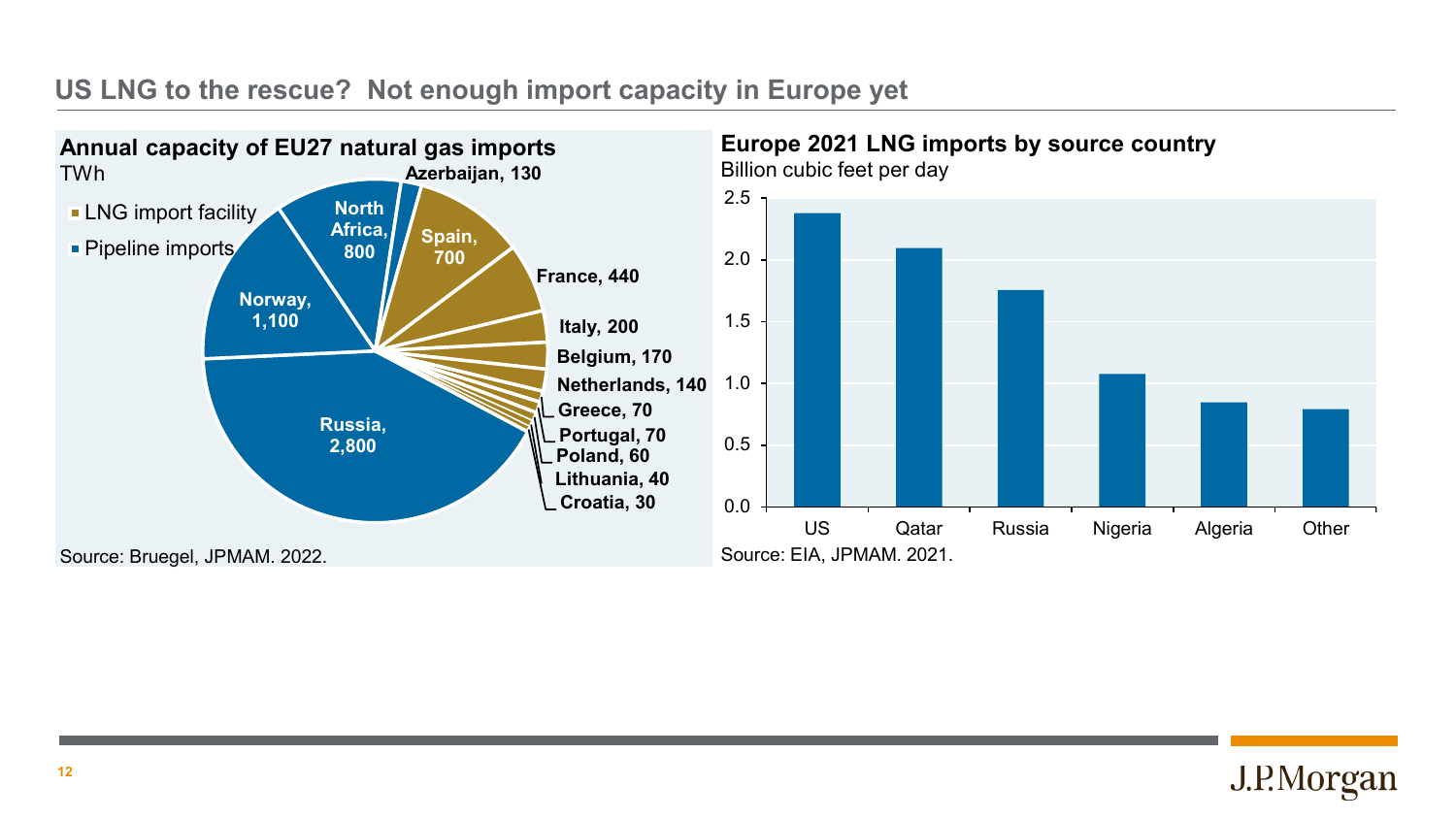# US LNG to the rescue? Not enough import capacity in Europe yet

## Annual capacity of EU27 natural gas imports

TWh

- LNG import facility
- Pipeline imports

| Source | Type | TWh |
|---|---|---|
| Russia | Pipeline imports | 2,800 |
| Norway | Pipeline imports | 1,100 |
| North Africa | Pipeline imports | 800 |
| Azerbaijan | Pipeline imports | 130 |
| Spain | LNG import facility | 700 |
| France | LNG import facility | 440 |
| Italy | LNG import facility | 200 |
| Belgium | LNG import facility | 170 |
| Netherlands | LNG import facility | 140 |
| Greece | LNG import facility | 70 |
| Portugal | LNG import facility | 70 |
| Poland | LNG import facility | 60 |
| Lithuania | LNG import facility | 40 |
| Croatia | LNG import facility | 30 |

Source: Bruegel, JPMAM. 2022.

## Europe 2021 LNG imports by source country

Billion cubic feet per day

| Country | Billion cubic feet per day (approx.) |
|---|---|
| US | 2.38 |
| Qatar | 2.10 |
| Russia | 1.76 |
| Nigeria | 1.08 |
| Algeria | 0.85 |
| Other | 0.80 |

Source: EIA, JPMAM. 2021.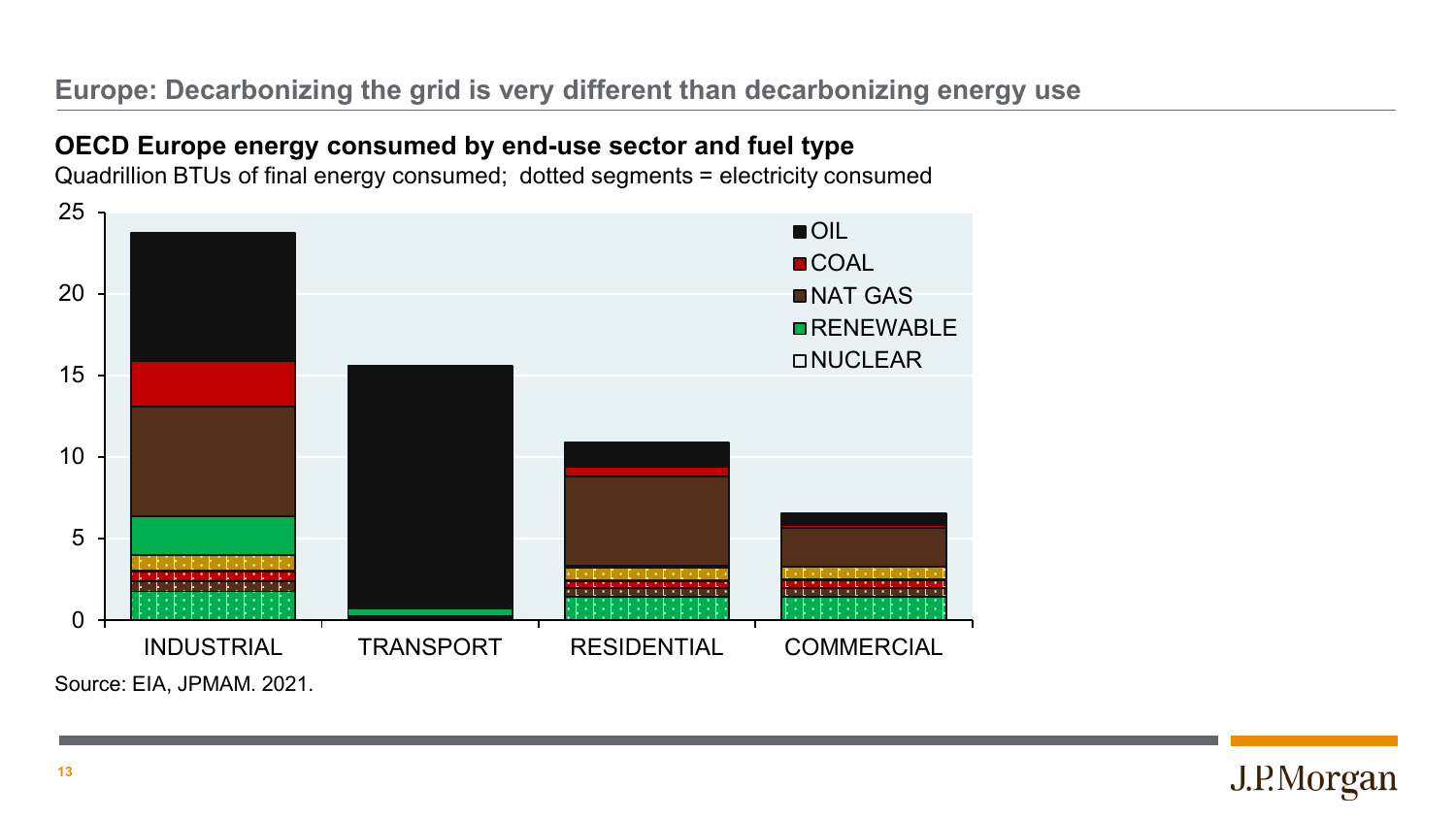## Europe: Decarbonizing the grid is very different than decarbonizing energy use

**OECD Europe energy consumed by end-use sector and fuel type**

Quadrillion BTUs of final energy consumed; dotted segments = electricity consumed

25

20

15

10

5

0

- OIL
- COAL
- NAT GAS
- RENEWABLE
- NUCLEAR

INDUSTRIAL | TRANSPORT | RESIDENTIAL | COMMERCIAL

Source: EIA, JPMAM. 2021.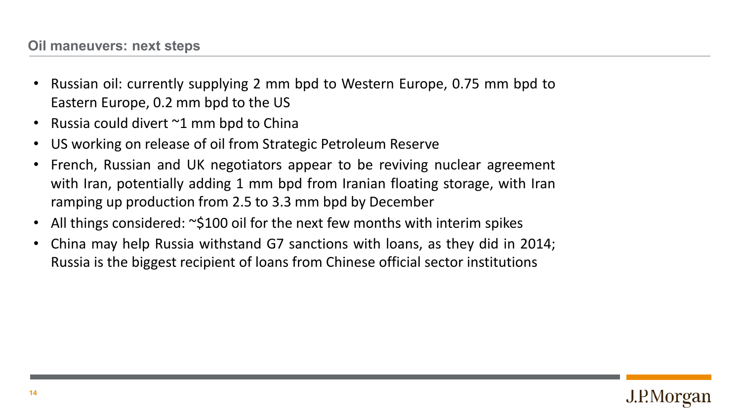## Oil maneuvers: next steps

- Russian oil: currently supplying 2 mm bpd to Western Europe, 0.75 mm bpd to Eastern Europe, 0.2 mm bpd to the US
- Russia could divert ~1 mm bpd to China
- US working on release of oil from Strategic Petroleum Reserve
- French, Russian and UK negotiators appear to be reviving nuclear agreement with Iran, potentially adding 1 mm bpd from Iranian floating storage, with Iran ramping up production from 2.5 to 3.3 mm bpd by December
- All things considered: ~$100 oil for the next few months with interim spikes
- China may help Russia withstand G7 sanctions with loans, as they did in 2014; Russia is the biggest recipient of loans from Chinese official sector institutions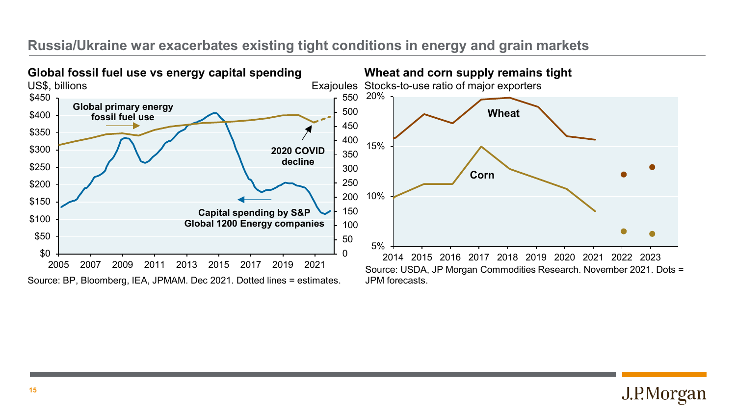# Russia/Ukraine war exacerbates existing tight conditions in energy and grain markets

## Global fossil fuel use vs energy capital spending

US$, billions | Exajoules

Global primary energy fossil fuel use

2020 COVID decline

Capital spending by S&P Global 1200 Energy companies

Source: BP, Bloomberg, IEA, JPMAM. Dec 2021. Dotted lines = estimates.

## Wheat and corn supply remains tight

Stocks-to-use ratio of major exporters

Wheat

Corn

Source: USDA, JP Morgan Commodities Research. November 2021. Dots = JPM forecasts.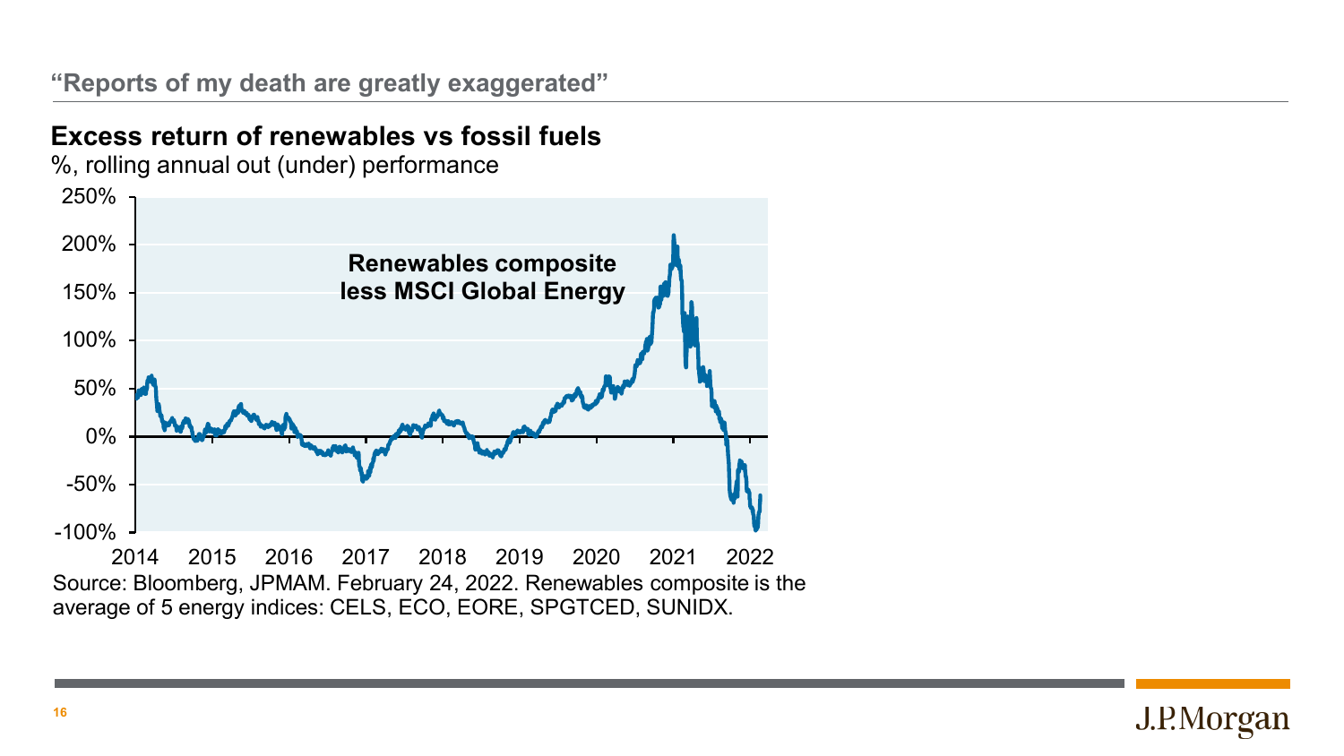## "Reports of my death are greatly exaggerated"

### Excess return of renewables vs fossil fuels

%, rolling annual out (under) performance

Renewables composite less MSCI Global Energy

Source: Bloomberg, JPMAM. February 24, 2022. Renewables composite is the average of 5 energy indices: CELS, ECO, EORE, SPGTCED, SUNIDX.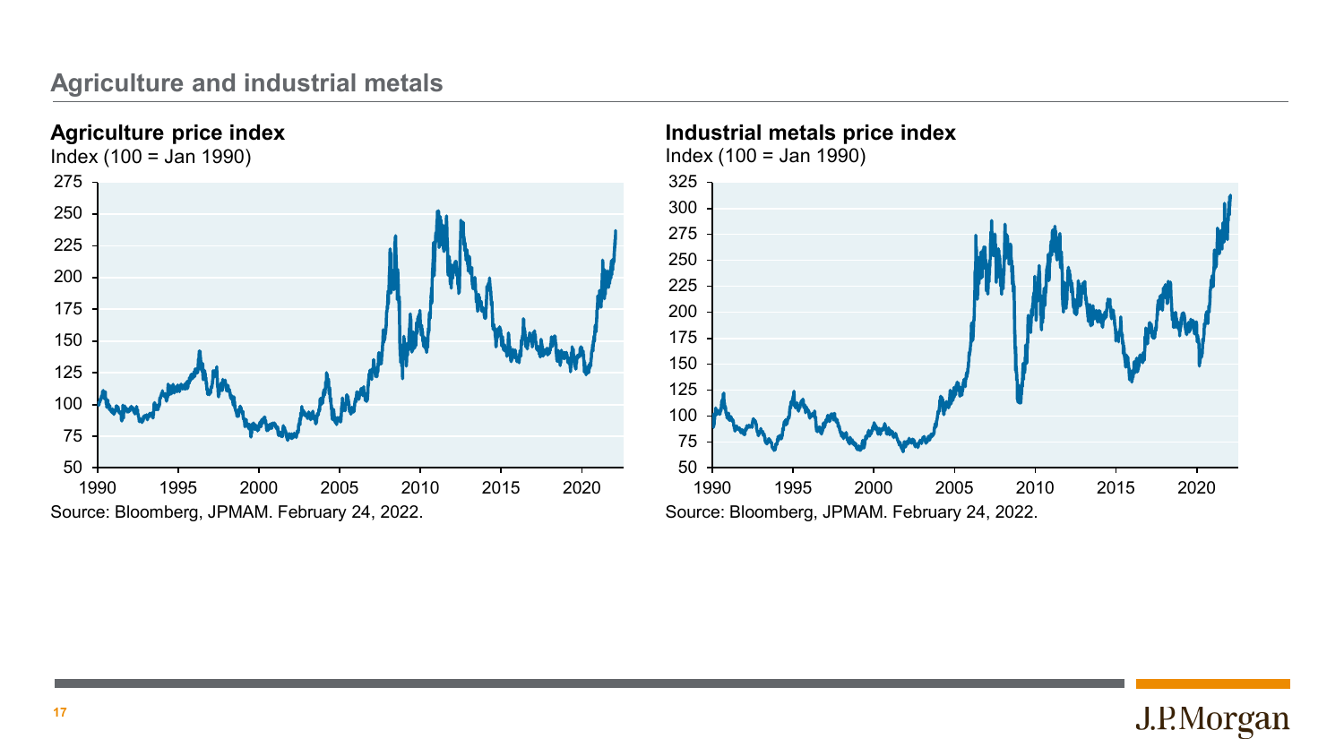## Agriculture and industrial metals

**Agriculture price index**

Index (100 = Jan 1990)

Source: Bloomberg, JPMAM. February 24, 2022.

**Industrial metals price index**

Index (100 = Jan 1990)

Source: Bloomberg, JPMAM. February 24, 2022.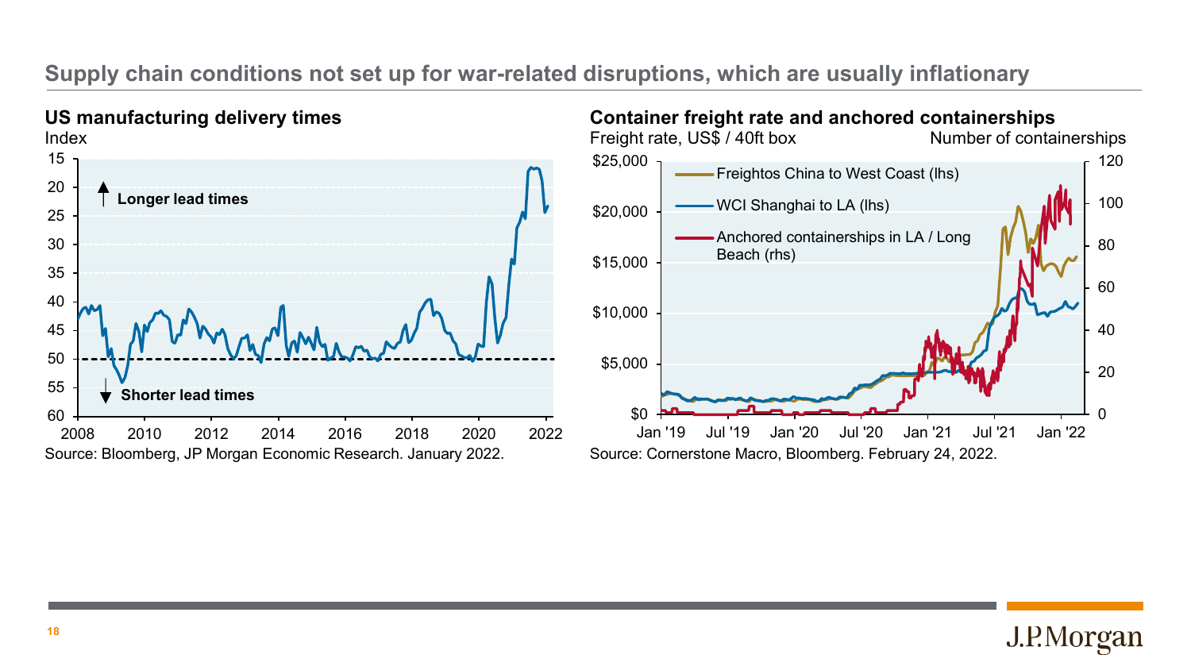# Supply chain conditions not set up for war-related disruptions, which are usually inflationary

## US manufacturing delivery times

Index

15, 20, 25, 30, 35, 40, 45, 50, 55, 60

Longer lead times

Shorter lead times

2008, 2010, 2012, 2014, 2016, 2018, 2020, 2022

Source: Bloomberg, JP Morgan Economic Research. January 2022.

## Container freight rate and anchored containerships

Freight rate, US$ / 40ft box

Number of containerships

$25,000, $20,000, $15,000, $10,000, $5,000, $0

120, 100, 80, 60, 40, 20, 0

Freightos China to West Coast (lhs)

WCI Shanghai to LA (lhs)

Anchored containerships in LA / Long Beach (rhs)

Jan '19, Jul '19, Jan '20, Jul '20, Jan '21, Jul '21, Jan '22

Source: Cornerstone Macro, Bloomberg. February 24, 2022.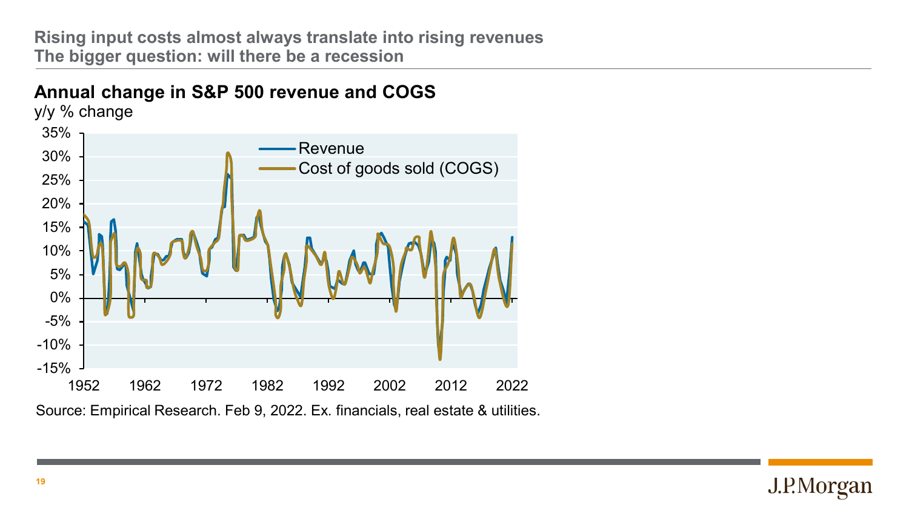## Rising input costs almost always translate into rising revenues
## The bigger question: will there be a recession

### Annual change in S&P 500 revenue and COGS

y/y % change

Source: Empirical Research. Feb 9, 2022. Ex. financials, real estate & utilities.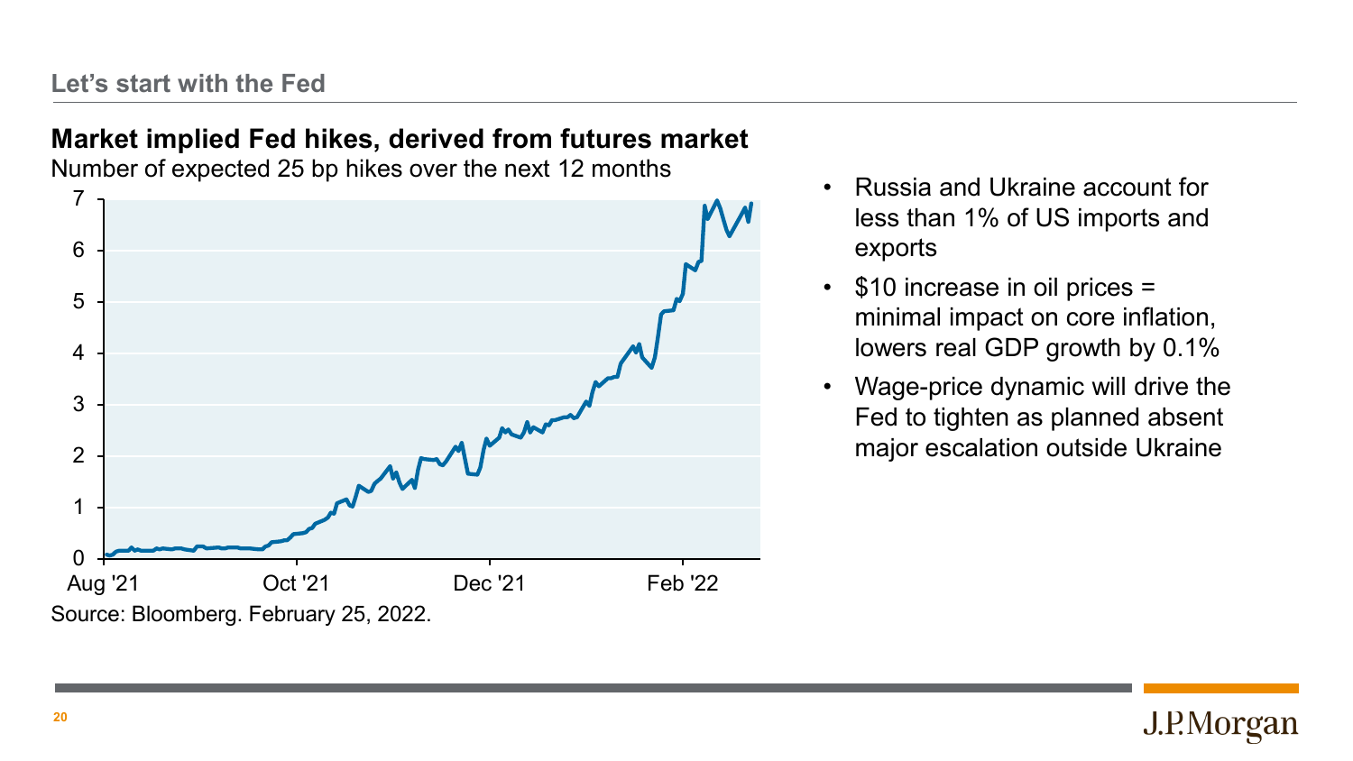## Let's start with the Fed

### Market implied Fed hikes, derived from futures market

Number of expected 25 bp hikes over the next 12 months

Source: Bloomberg. February 25, 2022.

- Russia and Ukraine account for less than 1% of US imports and exports
- $10 increase in oil prices = minimal impact on core inflation, lowers real GDP growth by 0.1%
- Wage-price dynamic will drive the Fed to tighten as planned absent major escalation outside Ukraine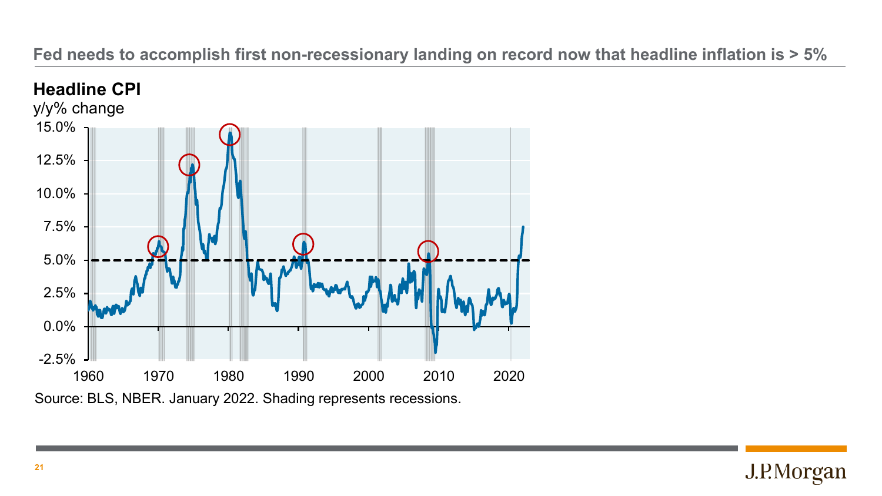## Fed needs to accomplish first non-recessionary landing on record now that headline inflation is > 5%

**Headline CPI**

y/y% change

15.0%
12.5%
10.0%
7.5%
5.0%
2.5%
0.0%
-2.5%

1960 1970 1980 1990 2000 2010 2020

Source: BLS, NBER. January 2022. Shading represents recessions.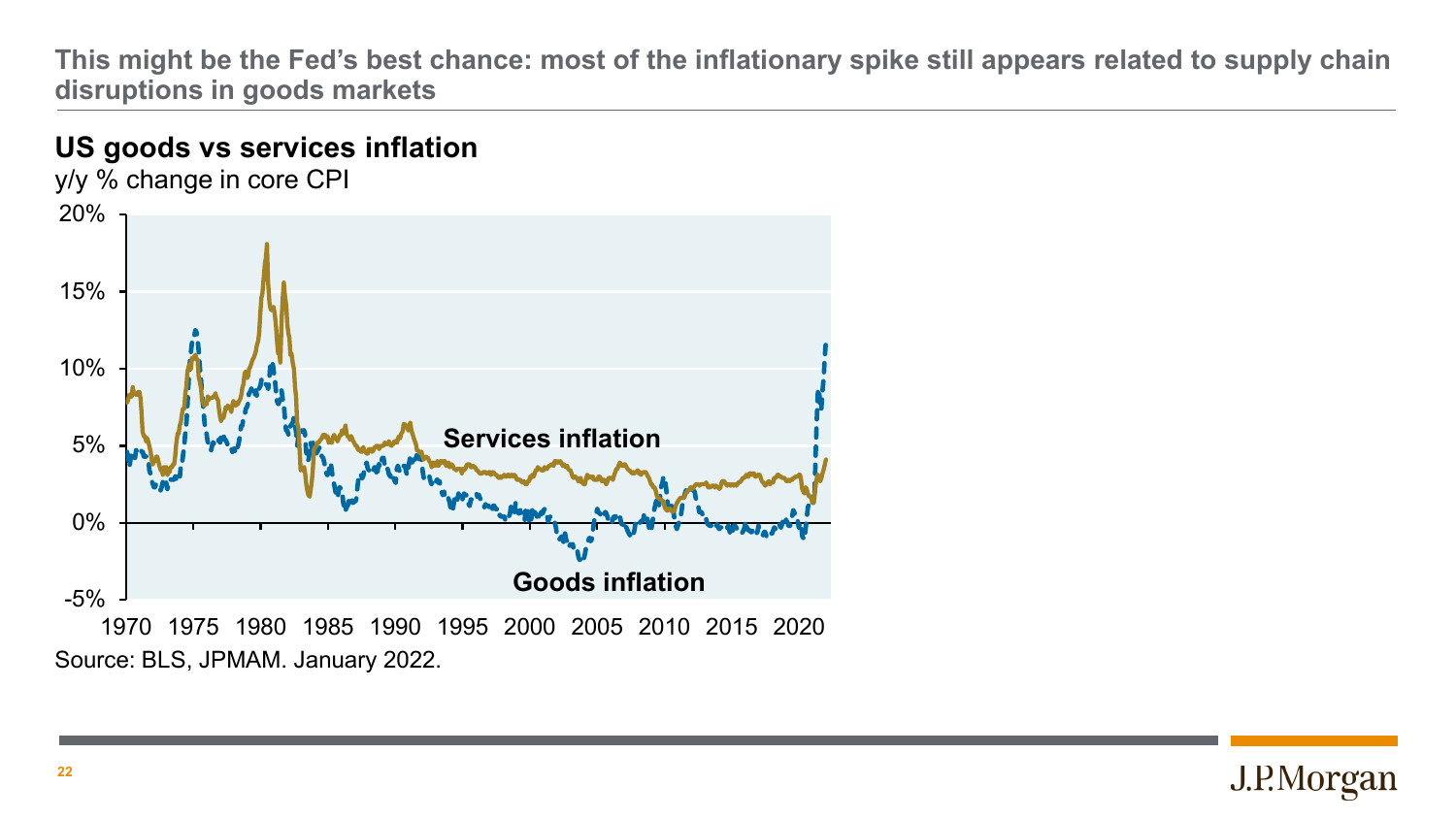**This might be the Fed's best chance: most of the inflationary spike still appears related to supply chain disruptions in goods markets**

## US goods vs services inflation

y/y % change in core CPI

Source: BLS, JPMAM. January 2022.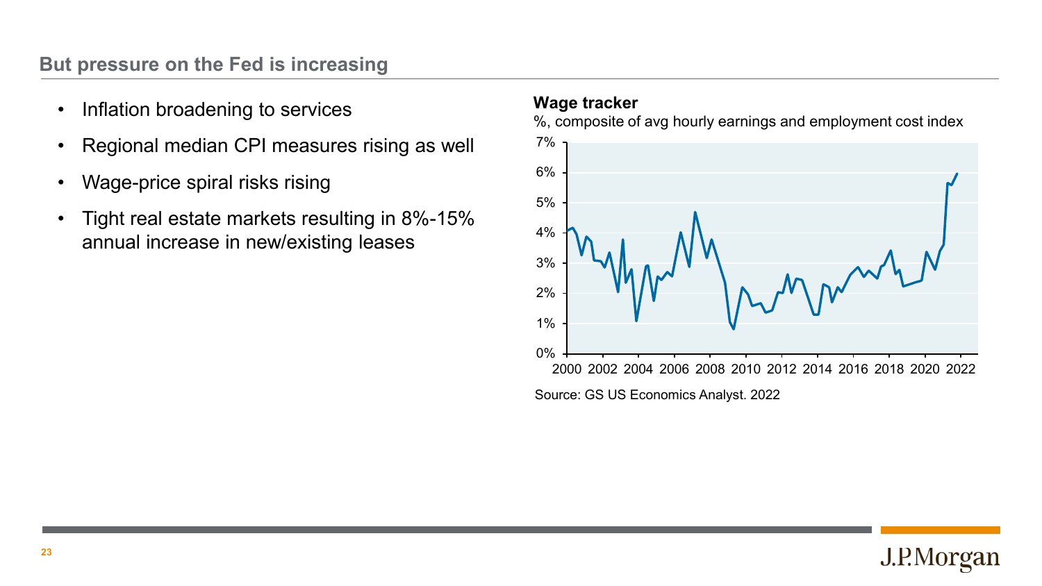## But pressure on the Fed is increasing

- Inflation broadening to services
- Regional median CPI measures rising as well
- Wage-price spiral risks rising
- Tight real estate markets resulting in 8%-15% annual increase in new/existing leases

**Wage tracker**

%, composite of avg hourly earnings and employment cost index

Source: GS US Economics Analyst. 2022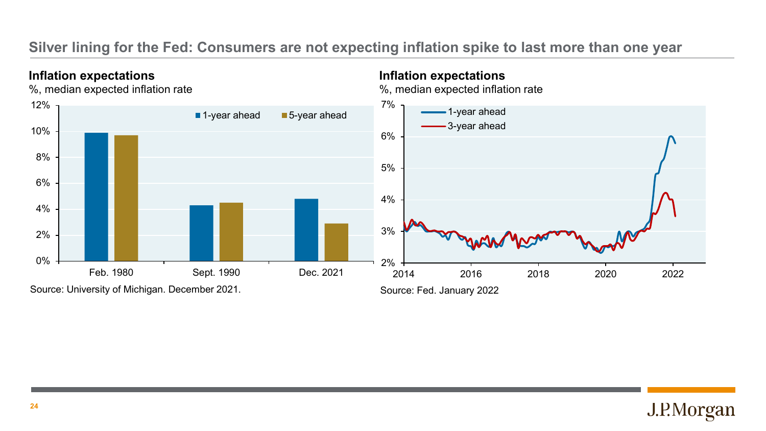## Silver lining for the Fed: Consumers are not expecting inflation spike to last more than one year

### Inflation expectations

%, median expected inflation rate

Source: University of Michigan. December 2021.

### Inflation expectations

%, median expected inflation rate

Source: Fed. January 2022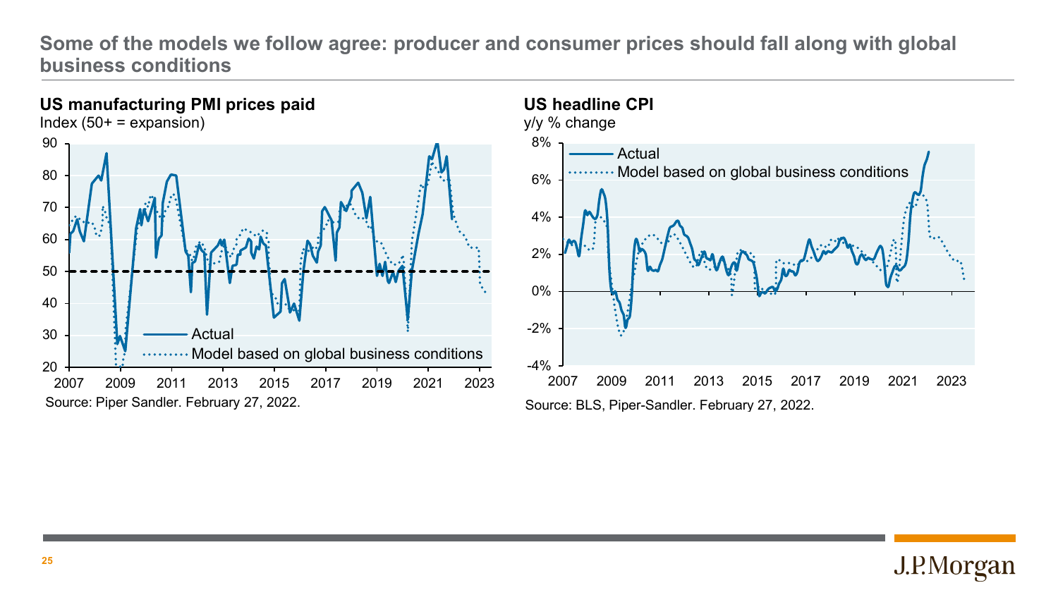# Some of the models we follow agree: producer and consumer prices should fall along with global business conditions

## US manufacturing PMI prices paid

Index (50+ = expansion)

Source: Piper Sandler. February 27, 2022.

## US headline CPI

y/y % change

Source: BLS, Piper-Sandler. February 27, 2022.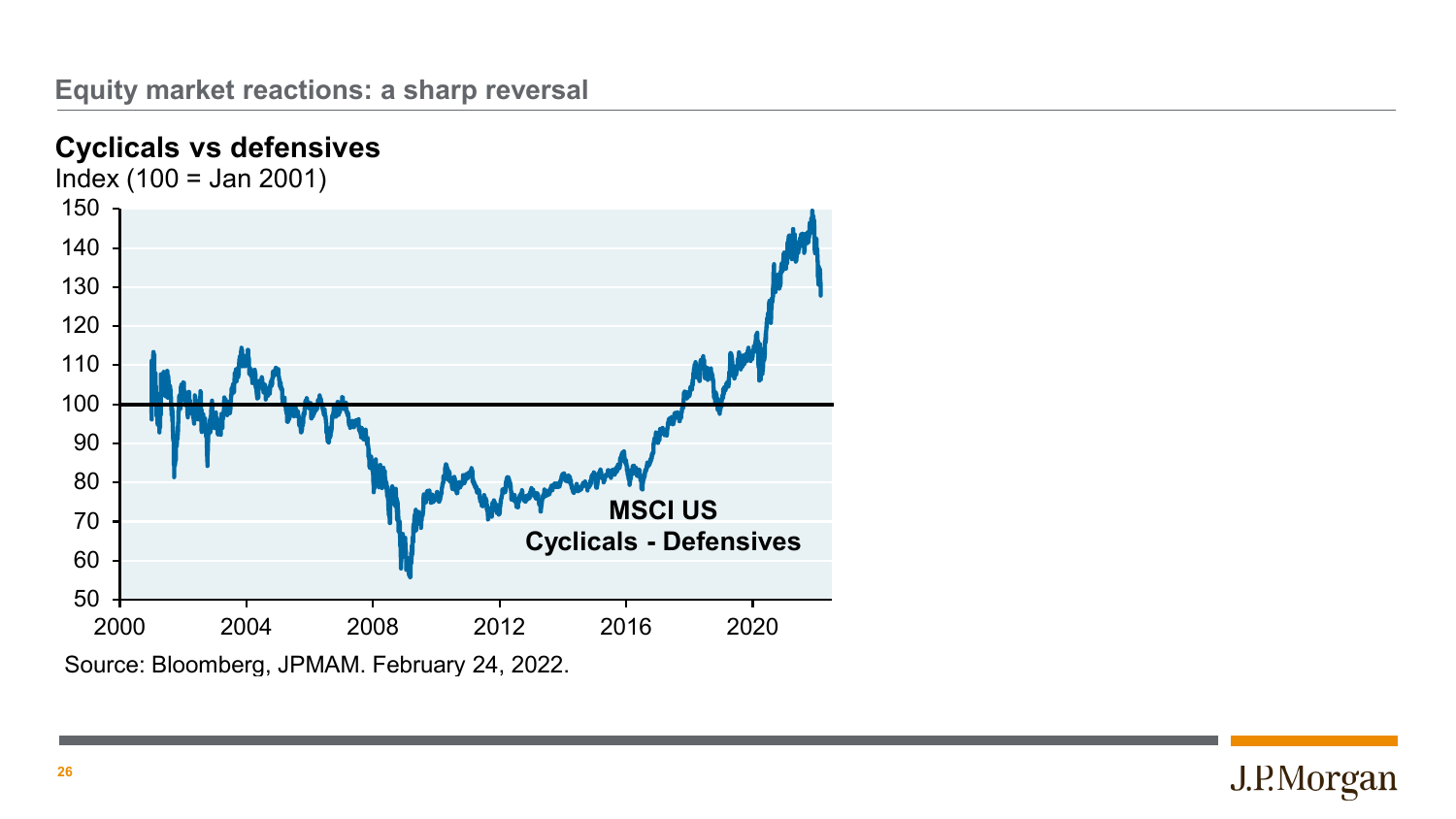## Equity market reactions: a sharp reversal

### Cyclicals vs defensives

Index (100 = Jan 2001)

MSCI US Cyclicals - Defensives

Source: Bloomberg, JPMAM. February 24, 2022.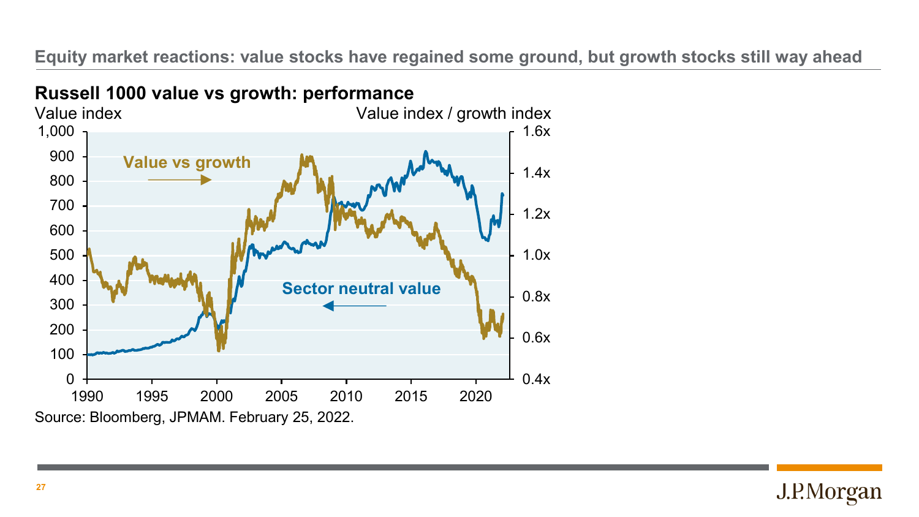## Equity market reactions: value stocks have regained some ground, but growth stocks still way ahead

### Russell 1000 value vs growth: performance

Value index | Value index / growth index

Value vs growth

Sector neutral value

Source: Bloomberg, JPMAM. February 25, 2022.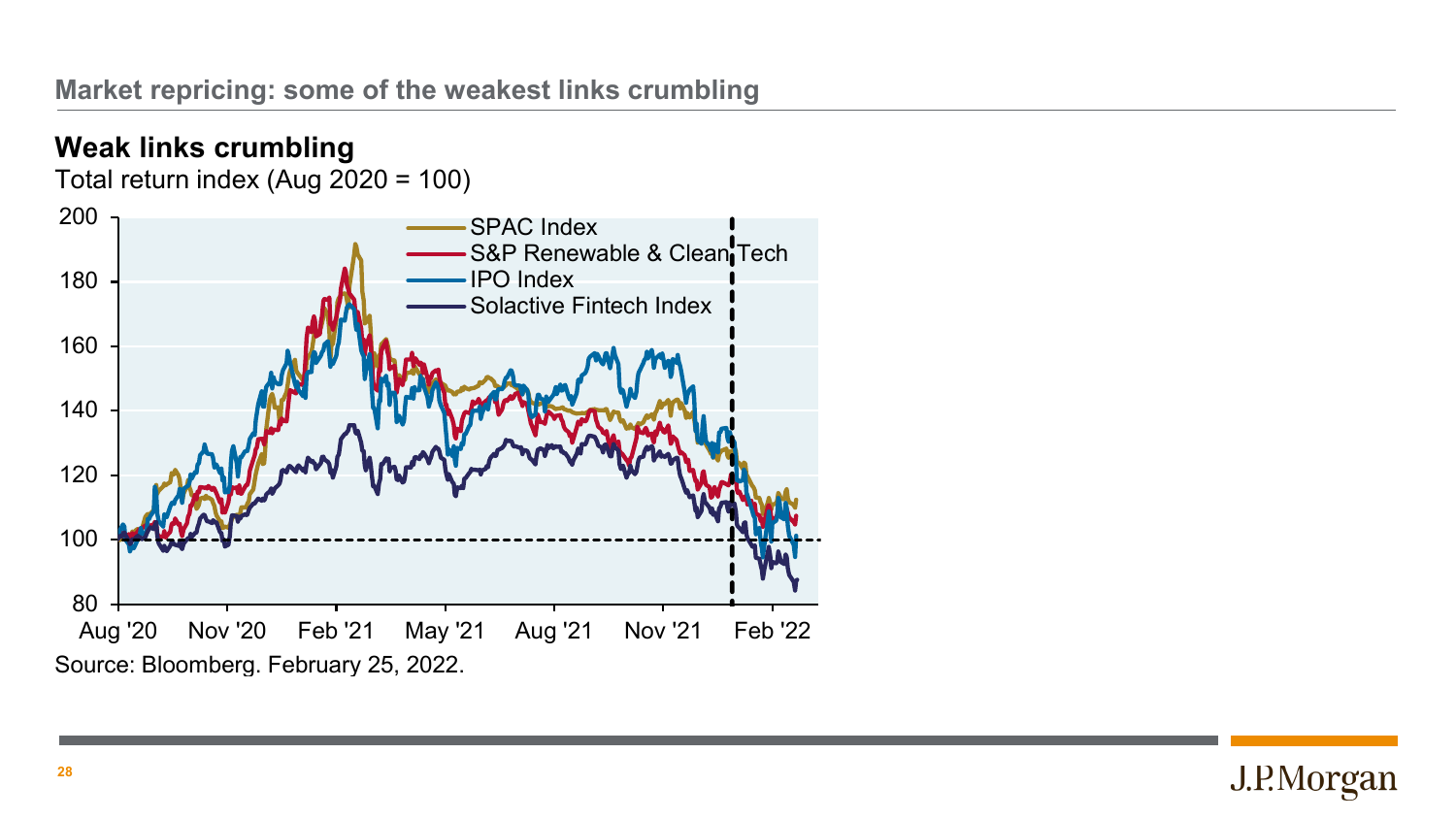## Market repricing: some of the weakest links crumbling

### Weak links crumbling

Total return index (Aug 2020 = 100)

SPAC Index
S&P Renewable & Clean Tech
IPO Index
Solactive Fintech Index

200
180
160
140
120
100
80

Aug '20 Nov '20 Feb '21 May '21 Aug '21 Nov '21 Feb '22

Source: Bloomberg. February 25, 2022.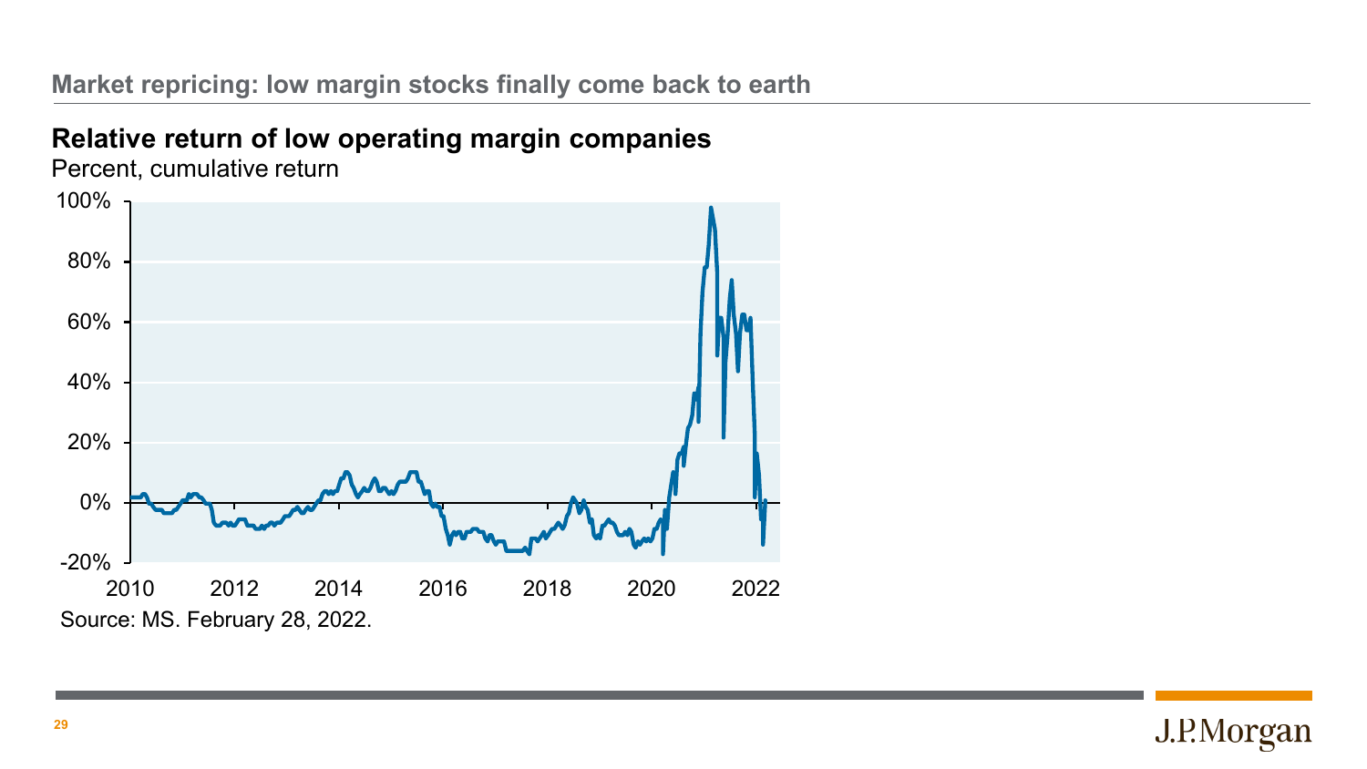## Market repricing: low margin stocks finally come back to earth

### Relative return of low operating margin companies

Percent, cumulative return

Source: MS. February 28, 2022.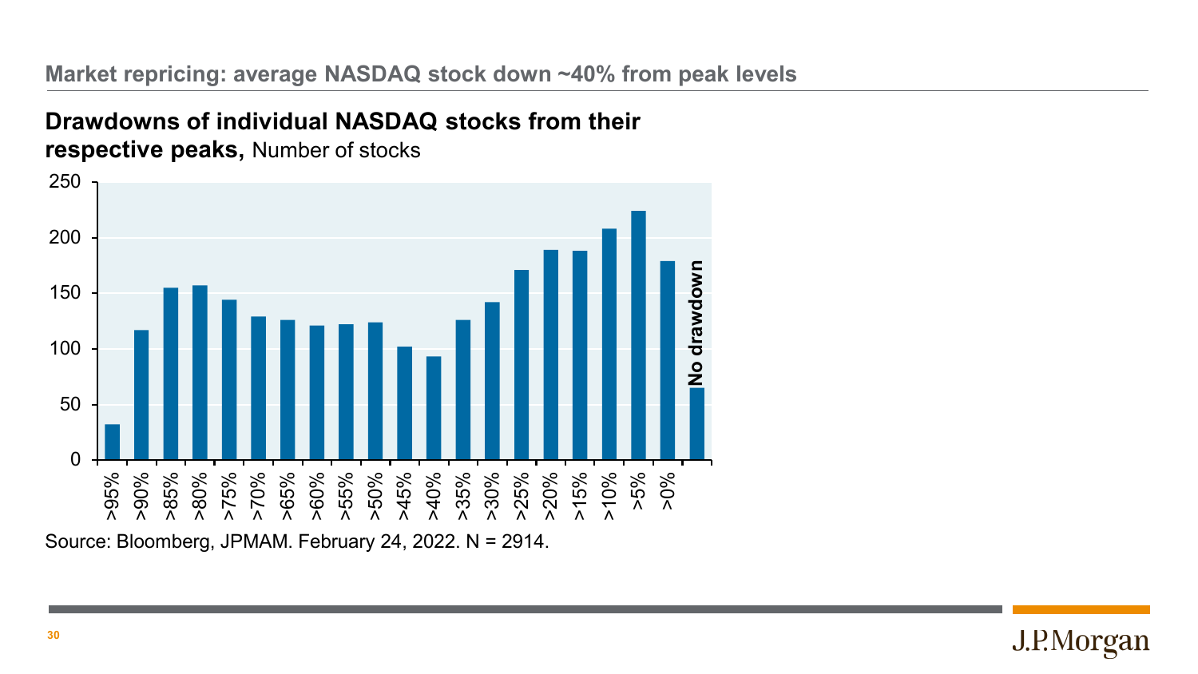## Market repricing: average NASDAQ stock down ~40% from peak levels

**Drawdowns of individual NASDAQ stocks from their respective peaks,** Number of stocks

| Drawdown | Number of stocks |
| --- | --- |
| >95% | 32 |
| >90% | 117 |
| >85% | 155 |
| >80% | 157 |
| >75% | 144 |
| >70% | 129 |
| >65% | 126 |
| >60% | 121 |
| >55% | 122 |
| >50% | 124 |
| >45% | 102 |
| >40% | 93 |
| >35% | 126 |
| >30% | 142 |
| >25% | 171 |
| >20% | 189 |
| >15% | 188 |
| >10% | 208 |
| >5% | 224 |
| >0% | 179 |
| No drawdown | 65 |

Source: Bloomberg, JPMAM. February 24, 2022. N = 2914.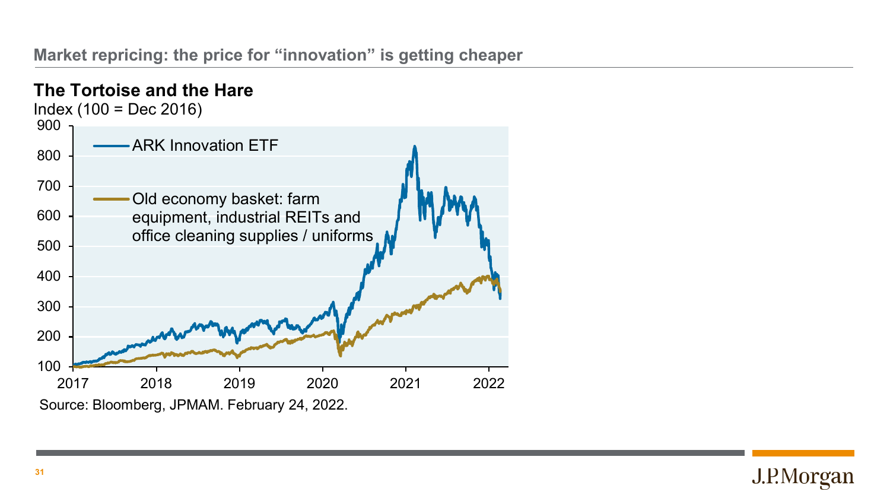## Market repricing: the price for "innovation" is getting cheaper

### The Tortoise and the Hare

Index (100 = Dec 2016)

- ARK Innovation ETF
- Old economy basket: farm equipment, industrial REITs and office cleaning supplies / uniforms

Source: Bloomberg, JPMAM. February 24, 2022.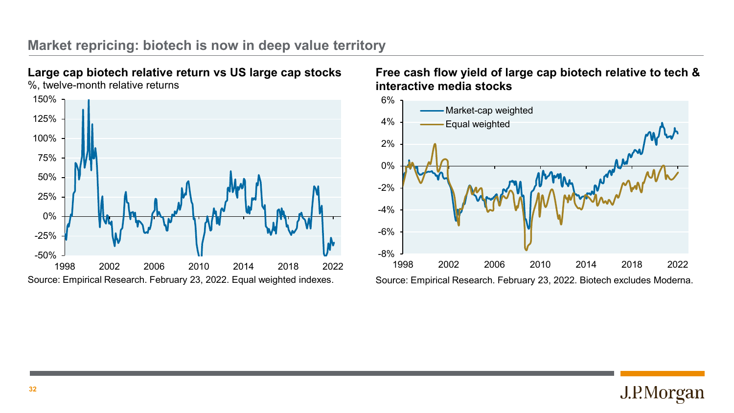## Market repricing: biotech is now in deep value territory

**Large cap biotech relative return vs US large cap stocks**

%, twelve-month relative returns

Source: Empirical Research. February 23, 2022. Equal weighted indexes.

**Free cash flow yield of large cap biotech relative to tech & interactive media stocks**

Source: Empirical Research. February 23, 2022. Biotech excludes Moderna.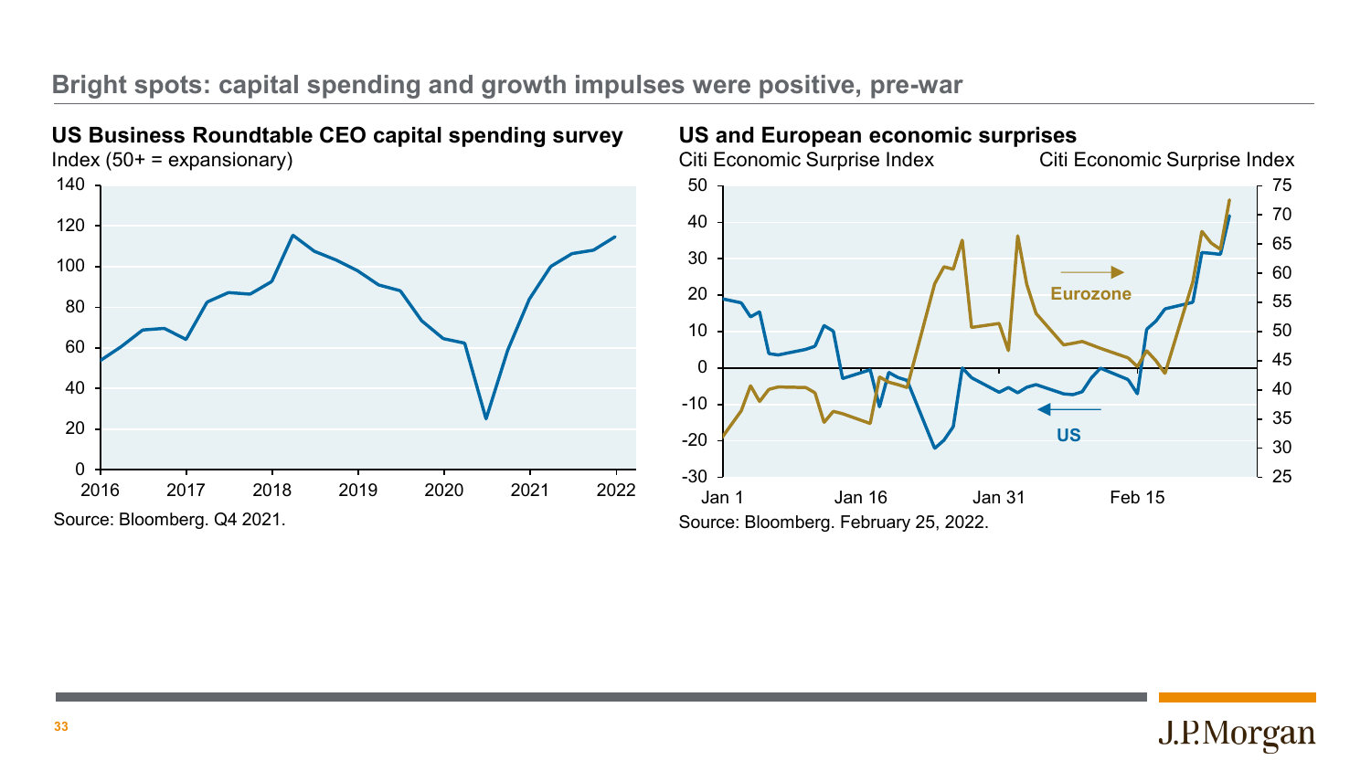## Bright spots: capital spending and growth impulses were positive, pre-war

### US Business Roundtable CEO capital spending survey

Index (50+ = expansionary)

Source: Bloomberg. Q4 2021.

### US and European economic surprises

Citi Economic Surprise Index

Source: Bloomberg. February 25, 2022.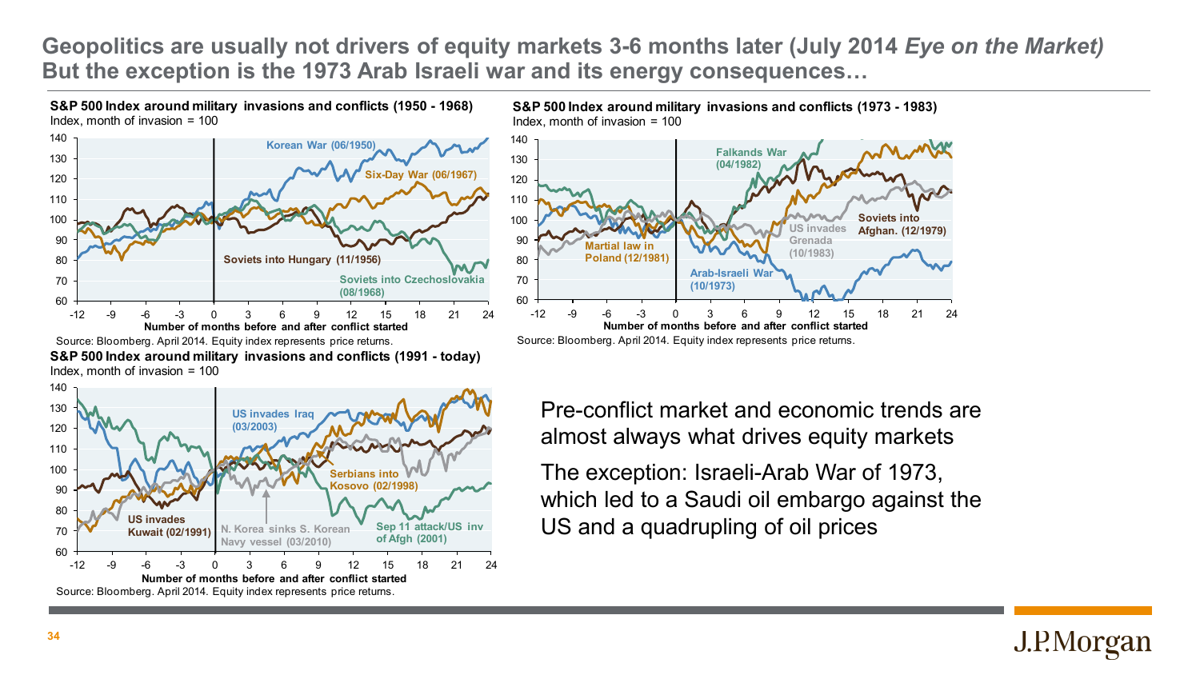# Geopolitics are usually not drivers of equity markets 3-6 months later (July 2014 *Eye on the Market*) But the exception is the 1973 Arab Israeli war and its energy consequences…

**S&P 500 Index around military invasions and conflicts (1950 - 1968)**
Index, month of invasion = 100

Korean War (06/1950), Six-Day War (06/1967), Soviets into Hungary (11/1956), Soviets into Czechoslovakia (08/1968)

Number of months before and after conflict started

Source: Bloomberg. April 2014. Equity index represents price returns.

**S&P 500 Index around military invasions and conflicts (1973 - 1983)**
Index, month of invasion = 100

Falkands War (04/1982), Martial law in Poland (12/1981), US invades Grenada (10/1983), Soviets into Afghan. (12/1979), Arab-Israeli War (10/1973)

Number of months before and after conflict started

Source: Bloomberg. April 2014. Equity index represents price returns.

**S&P 500 Index around military invasions and conflicts (1991 - today)**
Index, month of invasion = 100

US invades Iraq (03/2003), Serbians into Kosovo (02/1998), US invades Kuwait (02/1991), N. Korea sinks S. Korean Navy vessel (03/2010), Sep 11 attack/US inv of Afgh (2001)

Number of months before and after conflict started

Source: Bloomberg. April 2014. Equity index represents price returns.

Pre-conflict market and economic trends are almost always what drives equity markets

The exception: Israeli-Arab War of 1973, which led to a Saudi oil embargo against the US and a quadrupling of oil prices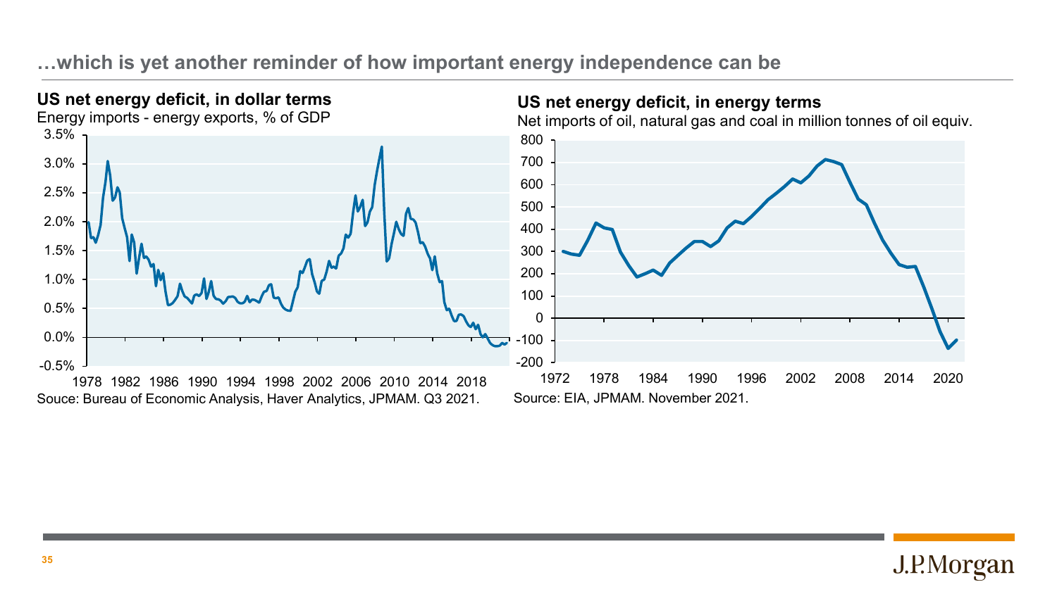## …which is yet another reminder of how important energy independence can be

**US net energy deficit, in dollar terms**

Energy imports - energy exports, % of GDP

Souce: Bureau of Economic Analysis, Haver Analytics, JPMAM. Q3 2021.

**US net energy deficit, in energy terms**

Net imports of oil, natural gas and coal in million tonnes of oil equiv.

Source: EIA, JPMAM. November 2021.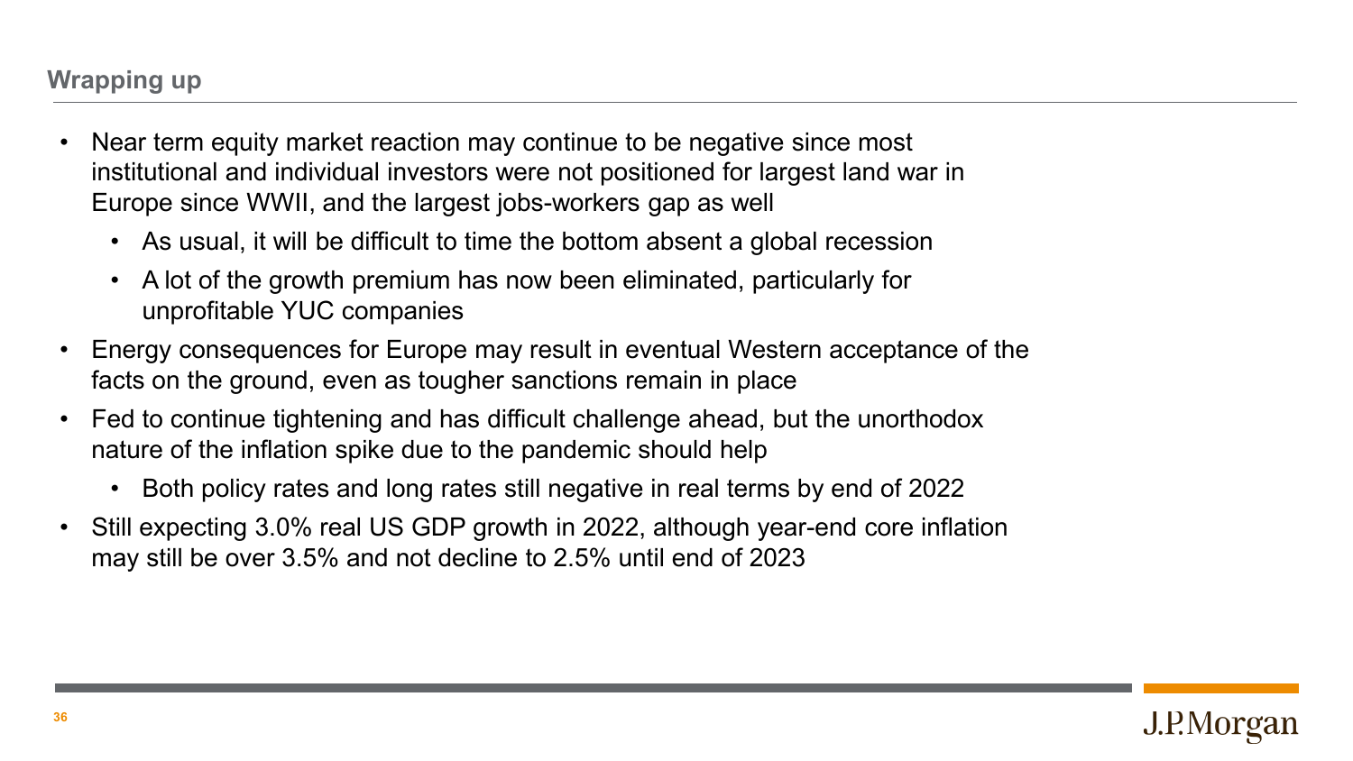## Wrapping up

- Near term equity market reaction may continue to be negative since most institutional and individual investors were not positioned for largest land war in Europe since WWII, and the largest jobs-workers gap as well
  - As usual, it will be difficult to time the bottom absent a global recession
  - A lot of the growth premium has now been eliminated, particularly for unprofitable YUC companies
- Energy consequences for Europe may result in eventual Western acceptance of the facts on the ground, even as tougher sanctions remain in place
- Fed to continue tightening and has difficult challenge ahead, but the unorthodox nature of the inflation spike due to the pandemic should help
  - Both policy rates and long rates still negative in real terms by end of 2022
- Still expecting 3.0% real US GDP growth in 2022, although year-end core inflation may still be over 3.5% and not decline to 2.5% until end of 2023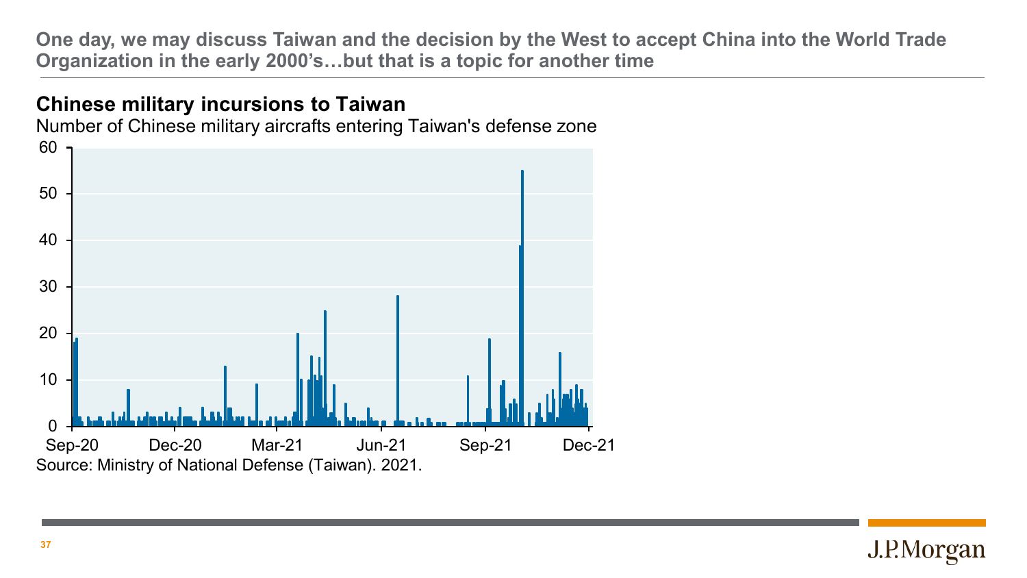# One day, we may discuss Taiwan and the decision by the West to accept China into the World Trade Organization in the early 2000's…but that is a topic for another time

## Chinese military incursions to Taiwan

Number of Chinese military aircrafts entering Taiwan's defense zone

Source: Ministry of National Defense (Taiwan). 2021.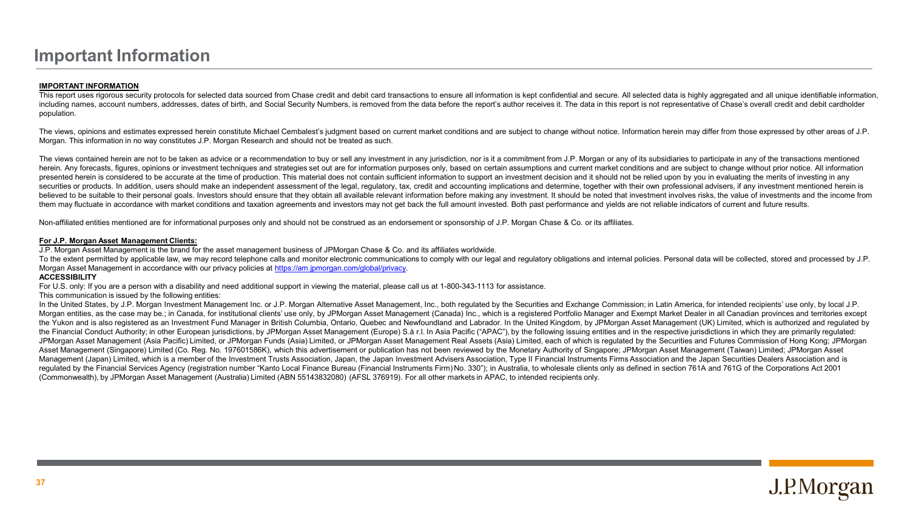# Important Information

**IMPORTANT INFORMATION**

This report uses rigorous security protocols for selected data sourced from Chase credit and debit card transactions to ensure all information is kept confidential and secure. All selected data is highly aggregated and all unique identifiable information, including names, account numbers, addresses, dates of birth, and Social Security Numbers, is removed from the data before the report's author receives it. The data in this report is not representative of Chase's overall credit and debit cardholder population.

The views, opinions and estimates expressed herein constitute Michael Cembalest's judgment based on current market conditions and are subject to change without notice. Information herein may differ from those expressed by other areas of J.P. Morgan. This information in no way constitutes J.P. Morgan Research and should not be treated as such.

The views contained herein are not to be taken as advice or a recommendation to buy or sell any investment in any jurisdiction, nor is it a commitment from J.P. Morgan or any of its subsidiaries to participate in any of the transactions mentioned herein. Any forecasts, figures, opinions or investment techniques and strategies set out are for information purposes only, based on certain assumptions and current market conditions and are subject to change without prior notice. All information presented herein is considered to be accurate at the time of production. This material does not contain sufficient information to support an investment decision and it should not be relied upon by you in evaluating the merits of investing in any securities or products. In addition, users should make an independent assessment of the legal, regulatory, tax, credit and accounting implications and determine, together with their own professional advisers, if any investment mentioned herein is believed to be suitable to their personal goals. Investors should ensure that they obtain all available relevant information before making any investment. It should be noted that investment involves risks, the value of investments and the income from them may fluctuate in accordance with market conditions and taxation agreements and investors may not get back the full amount invested. Both past performance and yields are not reliable indicators of current and future results.

Non-affiliated entities mentioned are for informational purposes only and should not be construed as an endorsement or sponsorship of J.P. Morgan Chase & Co. or its affiliates.

**For J.P. Morgan Asset Management Clients:**

J.P. Morgan Asset Management is the brand for the asset management business of JPMorgan Chase & Co. and its affiliates worldwide.

To the extent permitted by applicable law, we may record telephone calls and monitor electronic communications to comply with our legal and regulatory obligations and internal policies. Personal data will be collected, stored and processed by J.P. Morgan Asset Management in accordance with our privacy policies at https://am.jpmorgan.com/global/privacy.

**ACCESSIBILITY**

For U.S. only: If you are a person with a disability and need additional support in viewing the material, please call us at 1-800-343-1113 for assistance.

This communication is issued by the following entities:

In the United States, by J.P. Morgan Investment Management Inc. or J.P. Morgan Alternative Asset Management, Inc., both regulated by the Securities and Exchange Commission; in Latin America, for intended recipients' use only, by local J.P. Morgan entities, as the case may be.; in Canada, for institutional clients' use only, by JPMorgan Asset Management (Canada) Inc., which is a registered Portfolio Manager and Exempt Market Dealer in all Canadian provinces and territories except the Yukon and is also registered as an Investment Fund Manager in British Columbia, Ontario, Quebec and Newfoundland and Labrador. In the United Kingdom, by JPMorgan Asset Management (UK) Limited, which is authorized and regulated by the Financial Conduct Authority; in other European jurisdictions, by JPMorgan Asset Management (Europe) S.à r.l. In Asia Pacific ("APAC"), by the following issuing entities and in the respective jurisdictions in which they are primarily regulated: JPMorgan Asset Management (Asia Pacific) Limited, or JPMorgan Funds (Asia) Limited, or JPMorgan Asset Management Real Assets (Asia) Limited, each of which is regulated by the Securities and Futures Commission of Hong Kong; JPMorgan Asset Management (Singapore) Limited (Co. Reg. No. 197601586K), which this advertisement or publication has not been reviewed by the Monetary Authority of Singapore; JPMorgan Asset Management (Taiwan) Limited; JPMorgan Asset Management (Japan) Limited, which is a member of the Investment Trusts Association, Japan, the Japan Investment Advisers Association, Type II Financial Instruments Firms Association and the Japan Securities Dealers Association and is regulated by the Financial Services Agency (registration number "Kanto Local Finance Bureau (Financial Instruments Firm) No. 330"); in Australia, to wholesale clients only as defined in section 761A and 761G of the Corporations Act 2001 (Commonwealth), by JPMorgan Asset Management (Australia) Limited (ABN 55143832080) (AFSL 376919). For all other markets in APAC, to intended recipients only.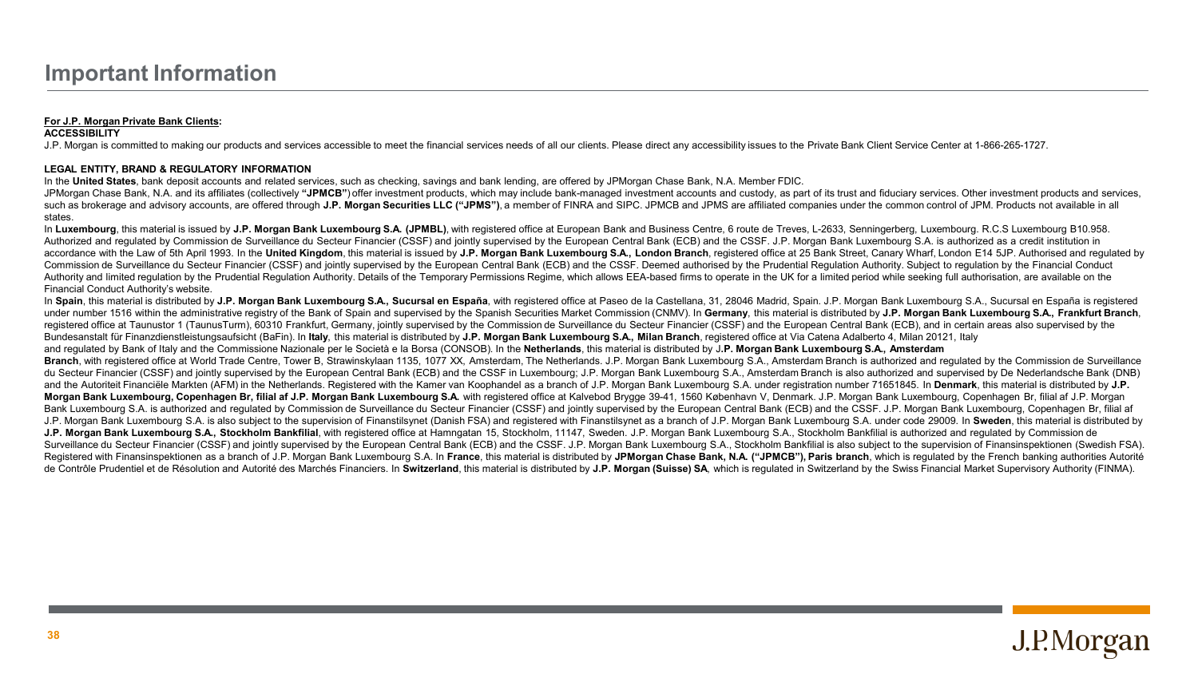# Important Information

**For J.P. Morgan Private Bank Clients:**

**ACCESSIBILITY**

J.P. Morgan is committed to making our products and services accessible to meet the financial services needs of all our clients. Please direct any accessibility issues to the Private Bank Client Service Center at 1-866-265-1727.

**LEGAL ENTITY, BRAND & REGULATORY INFORMATION**

In the **United States**, bank deposit accounts and related services, such as checking, savings and bank lending, are offered by JPMorgan Chase Bank, N.A. Member FDIC.

JPMorgan Chase Bank, N.A. and its affiliates (collectively **"JPMCB"**) offer investment products, which may include bank-managed investment accounts and custody, as part of its trust and fiduciary services. Other investment products and services, such as brokerage and advisory accounts, are offered through **J.P. Morgan Securities LLC ("JPMS")**, a member of FINRA and SIPC. JPMCB and JPMS are affiliated companies under the common control of JPM. Products not available in all states.

In **Luxembourg**, this material is issued by **J.P. Morgan Bank Luxembourg S.A. (JPMBL)**, with registered office at European Bank and Business Centre, 6 route de Treves, L-2633, Senningerberg, Luxembourg. R.C.S Luxembourg B10.958. Authorized and regulated by Commission de Surveillance du Secteur Financier (CSSF) and jointly supervised by the European Central Bank (ECB) and the CSSF. J.P. Morgan Bank Luxembourg S.A. is authorized as a credit institution in accordance with the Law of 5th April 1993. In the **United Kingdom**, this material is issued by **J.P. Morgan Bank Luxembourg S.A., London Branch**, registered office at 25 Bank Street, Canary Wharf, London E14 5JP. Authorised and regulated by Commission de Surveillance du Secteur Financier (CSSF) and jointly supervised by the European Central Bank (ECB) and the CSSF. Deemed authorised by the Prudential Regulation Authority. Subject to regulation by the Financial Conduct Authority and limited regulation by the Prudential Regulation Authority. Details of the Temporary Permissions Regime, which allows EEA-based firms to operate in the UK for a limited period while seeking full authorisation, are available on the Financial Conduct Authority's website.

In **Spain**, this material is distributed by **J.P. Morgan Bank Luxembourg S.A., Sucursal en España**, with registered office at Paseo de la Castellana, 31, 28046 Madrid, Spain. J.P. Morgan Bank Luxembourg S.A., Sucursal en España is registered under number 1516 within the administrative registry of the Bank of Spain and supervised by the Spanish Securities Market Commission (CNMV). In **Germany**, this material is distributed by **J.P. Morgan Bank Luxembourg S.A., Frankfurt Branch**, registered office at Taunustor 1 (TaunusTurm), 60310 Frankfurt, Germany, jointly supervised by the Commission de Surveillance du Secteur Financier (CSSF) and the European Central Bank (ECB), and in certain areas also supervised by the Bundesanstalt für Finanzdienstleistungsaufsicht (BaFin). In **Italy**, this material is distributed by **J.P. Morgan Bank Luxembourg S.A., Milan Branch**, registered office at Via Catena Adalberto 4, Milan 20121, Italy and regulated by Bank of Italy and the Commissione Nazionale per le Società e la Borsa (CONSOB). In the **Netherlands**, this material is distributed by **J.P. Morgan Bank Luxembourg S.A., Amsterdam Branch**, with registered office at World Trade Centre, Tower B, Strawinskylaan 1135, 1077 XX, Amsterdam, The Netherlands. J.P. Morgan Bank Luxembourg S.A., Amsterdam Branch is authorized and regulated by the Commission de Surveillance du Secteur Financier (CSSF) and jointly supervised by the European Central Bank (ECB) and the CSSF in Luxembourg; J.P. Morgan Bank Luxembourg S.A., Amsterdam Branch is also authorized and supervised by De Nederlandsche Bank (DNB) and the Autoriteit Financiële Markten (AFM) in the Netherlands. Registered with the Kamer van Koophandel as a branch of J.P. Morgan Bank Luxembourg S.A. under registration number 71651845. In **Denmark**, this material is distributed by **J.P. Morgan Bank Luxembourg, Copenhagen Br, filial af J.P. Morgan Bank Luxembourg S.A.** with registered office at Kalvebod Brygge 39-41, 1560 København V, Denmark. J.P. Morgan Bank Luxembourg, Copenhagen Br, filial af J.P. Morgan Bank Luxembourg S.A. is authorized and regulated by Commission de Surveillance du Secteur Financier (CSSF) and jointly supervised by the European Central Bank (ECB) and the CSSF. J.P. Morgan Bank Luxembourg, Copenhagen Br, filial af J.P. Morgan Bank Luxembourg S.A. is also subject to the supervision of Finanstilsynet (Danish FSA) and registered with Finanstilsynet as a branch of J.P. Morgan Bank Luxembourg S.A. under code 29009. In **Sweden**, this material is distributed by **J.P. Morgan Bank Luxembourg S.A., Stockholm Bankfilial**, with registered office at Hamngatan 15, Stockholm, 11147, Sweden. J.P. Morgan Bank Luxembourg S.A., Stockholm Bankfilial is authorized and regulated by Commission de Surveillance du Secteur Financier (CSSF) and jointly supervised by the European Central Bank (ECB) and the CSSF. J.P. Morgan Bank Luxembourg S.A., Stockholm Bankfilial is also subject to the supervision of Finansinspektionen (Swedish FSA). Registered with Finansinspektionen as a branch of J.P. Morgan Bank Luxembourg S.A. In **France**, this material is distributed by **JPMorgan Chase Bank, N.A. ("JPMCB"), Paris branch**, which is regulated by the French banking authorities Autorité de Contrôle Prudentiel et de Résolution and Autorité des Marchés Financiers. In **Switzerland**, this material is distributed by **J.P. Morgan (Suisse) SA**, which is regulated in Switzerland by the Swiss Financial Market Supervisory Authority (FINMA).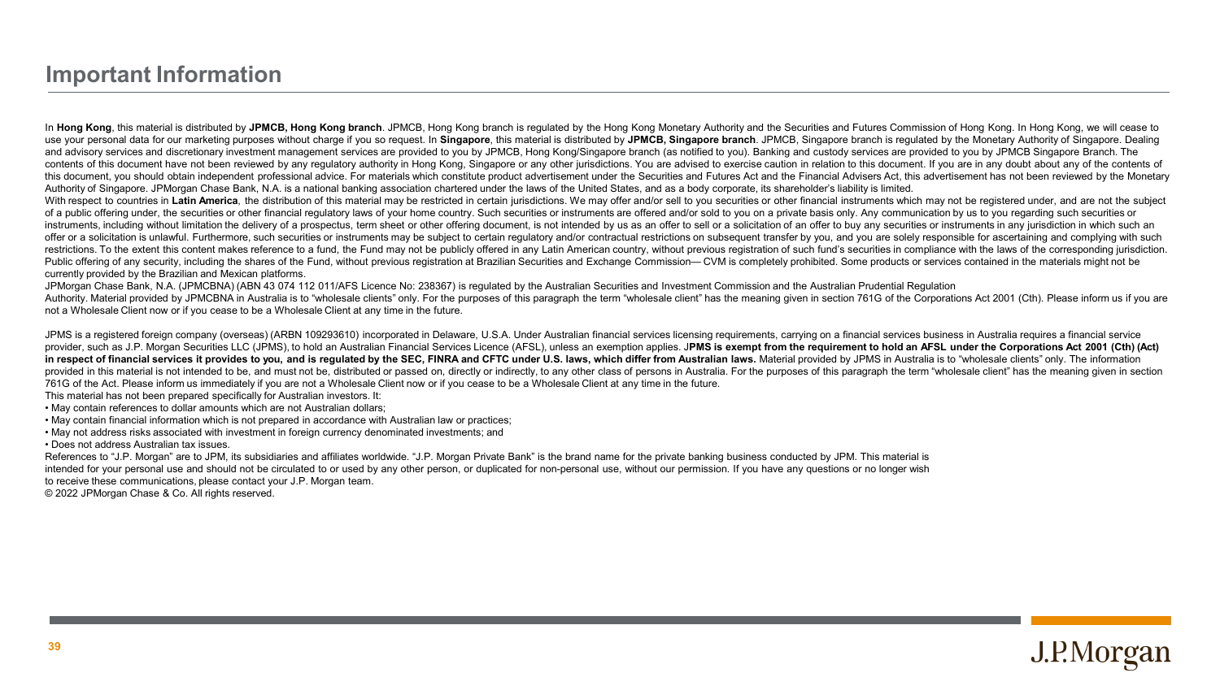# Important Information

In **Hong Kong**, this material is distributed by **JPMCB, Hong Kong branch**. JPMCB, Hong Kong branch is regulated by the Hong Kong Monetary Authority and the Securities and Futures Commission of Hong Kong. In Hong Kong, we will cease to use your personal data for our marketing purposes without charge if you so request. In **Singapore**, this material is distributed by **JPMCB, Singapore branch**. JPMCB, Singapore branch is regulated by the Monetary Authority of Singapore. Dealing and advisory services and discretionary investment management services are provided to you by JPMCB, Hong Kong/Singapore branch (as notified to you). Banking and custody services are provided to you by JPMCB Singapore Branch. The contents of this document have not been reviewed by any regulatory authority in Hong Kong, Singapore or any other jurisdictions. You are advised to exercise caution in relation to this document. If you are in any doubt about any of the contents of this document, you should obtain independent professional advice. For materials which constitute product advertisement under the Securities and Futures Act and the Financial Advisers Act, this advertisement has not been reviewed by the Monetary Authority of Singapore. JPMorgan Chase Bank, N.A. is a national banking association chartered under the laws of the United States, and as a body corporate, its shareholder's liability is limited.

With respect to countries in **Latin America**, the distribution of this material may be restricted in certain jurisdictions. We may offer and/or sell to you securities or other financial instruments which may not be registered under, and are not the subject of a public offering under, the securities or other financial regulatory laws of your home country. Such securities or instruments are offered and/or sold to you on a private basis only. Any communication by us to you regarding such securities or instruments, including without limitation the delivery of a prospectus, term sheet or other offering document, is not intended by us as an offer to sell or a solicitation of an offer to buy any securities or instruments in any jurisdiction in which such an offer or a solicitation is unlawful. Furthermore, such securities or instruments may be subject to certain regulatory and/or contractual restrictions on subsequent transfer by you, and you are solely responsible for ascertaining and complying with such restrictions. To the extent this content makes reference to a fund, the Fund may not be publicly offered in any Latin American country, without previous registration of such fund's securities in compliance with the laws of the corresponding jurisdiction. Public offering of any security, including the shares of the Fund, without previous registration at Brazilian Securities and Exchange Commission— CVM is completely prohibited. Some products or services contained in the materials might not be currently provided by the Brazilian and Mexican platforms.

JPMorgan Chase Bank, N.A. (JPMCBNA) (ABN 43 074 112 011/AFS Licence No: 238367) is regulated by the Australian Securities and Investment Commission and the Australian Prudential Regulation Authority. Material provided by JPMCBNA in Australia is to "wholesale clients" only. For the purposes of this paragraph the term "wholesale client" has the meaning given in section 761G of the Corporations Act 2001 (Cth). Please inform us if you are not a Wholesale Client now or if you cease to be a Wholesale Client at any time in the future.

JPMS is a registered foreign company (overseas) (ARBN 109293610) incorporated in Delaware, U.S.A. Under Australian financial services licensing requirements, carrying on a financial services business in Australia requires a financial service provider, such as J.P. Morgan Securities LLC (JPMS), to hold an Australian Financial Services Licence (AFSL), unless an exemption applies. J**PMS is exempt from the requirement to hold an AFSL under the Corporations Act 2001 (Cth) (Act) in respect of financial services it provides to you, and is regulated by the SEC, FINRA and CFTC under U.S. laws, which differ from Australian laws.** Material provided by JPMS in Australia is to "wholesale clients" only. The information provided in this material is not intended to be, and must not be, distributed or passed on, directly or indirectly, to any other class of persons in Australia. For the purposes of this paragraph the term "wholesale client" has the meaning given in section 761G of the Act. Please inform us immediately if you are not a Wholesale Client now or if you cease to be a Wholesale Client at any time in the future.

This material has not been prepared specifically for Australian investors. It:

- May contain references to dollar amounts which are not Australian dollars;
- May contain financial information which is not prepared in accordance with Australian law or practices;
- May not address risks associated with investment in foreign currency denominated investments; and
- Does not address Australian tax issues.

References to "J.P. Morgan" are to JPM, its subsidiaries and affiliates worldwide. "J.P. Morgan Private Bank" is the brand name for the private banking business conducted by JPM. This material is intended for your personal use and should not be circulated to or used by any other person, or duplicated for non-personal use, without our permission. If you have any questions or no longer wish to receive these communications, please contact your J.P. Morgan team.

© 2022 JPMorgan Chase & Co. All rights reserved.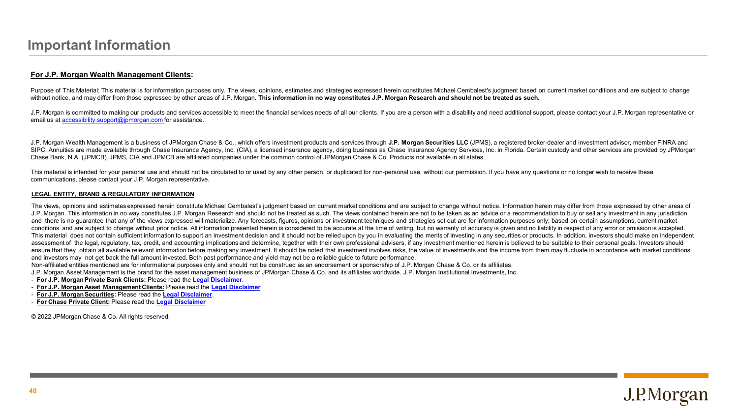# Important Information

**For J.P. Morgan Wealth Management Clients:**

Purpose of This Material: This material is for information purposes only. The views, opinions, estimates and strategies expressed herein constitutes Michael Cembalest's judgment based on current market conditions and are subject to change without notice, and may differ from those expressed by other areas of J.P. Morgan. **This information in no way constitutes J.P. Morgan Research and should not be treated as such.**

J.P. Morgan is committed to making our products and services accessible to meet the financial services needs of all our clients. If you are a person with a disability and need additional support, please contact your J.P. Morgan representative or email us at accessibility.support@jpmorgan.com for assistance.

J.P. Morgan Wealth Management is a business of JPMorgan Chase & Co., which offers investment products and services through **J.P. Morgan Securities LLC** (JPMS), a registered broker-dealer and investment advisor, member FINRA and SIPC. Annuities are made available through Chase Insurance Agency, Inc. (CIA), a licensed insurance agency, doing business as Chase Insurance Agency Services, Inc. in Florida. Certain custody and other services are provided by JPMorgan Chase Bank, N.A. (JPMCB). JPMS, CIA and JPMCB are affiliated companies under the common control of JPMorgan Chase & Co. Products not available in all states.

This material is intended for your personal use and should not be circulated to or used by any other person, or duplicated for non-personal use, without our permission. If you have any questions or no longer wish to receive these communications, please contact your J.P. Morgan representative.

**LEGAL ENTITY, BRAND & REGULATORY INFORMATION**

The views, opinions and estimates expressed herein constitute Michael Cembalest's judgment based on current market conditions and are subject to change without notice. Information herein may differ from those expressed by other areas of J.P. Morgan. This information in no way constitutes J.P. Morgan Research and should not be treated as such. The views contained herein are not to be taken as an advice or a recommendation to buy or sell any investment in any jurisdiction and there is no guarantee that any of the views expressed will materialize. Any forecasts, figures, opinions or investment techniques and strategies set out are for information purposes only; based on certain assumptions, current market conditions and are subject to change without prior notice. All information presented herein is considered to be accurate at the time of writing, but no warranty of accuracy is given and no liability in respect of any error or omission is accepted. This material does not contain sufficient information to support an investment decision and it should not be relied upon by you in evaluating the merits of investing in any securities or products. In addition, investors should make an independent assessment of the legal, regulatory, tax, credit, and accounting implications and determine, together with their own professional advisers, if any investment mentioned herein is believed to be suitable to their personal goals. Investors should ensure that they obtain all available relevant information before making any investment. It should be noted that investment involves risks, the value of investments and the income from them may fluctuate in accordance with market conditions and investors may not get back the full amount invested. Both past performance and yield may not be a reliable guide to future performance.

Non-affiliated entities mentioned are for informational purposes only and should not be construed as an endorsement or sponsorship of J.P. Morgan Chase & Co. or its affiliates.

J.P. Morgan Asset Management is the brand for the asset management business of JPMorgan Chase & Co. and its affiliates worldwide. J.P. Morgan Institutional Investments, Inc.

- **For J.P. Morgan Private Bank Clients:** Please read the **Legal Disclaimer**.
- **For J.P. Morgan Asset Management Clients:** Please read the **Legal Disclaimer**
- **For J.P. Morgan Securities:** Please read the **Legal Disclaimer**.
- **For Chase Private Client:** Please read the **Legal Disclaimer**

© 2022 JPMorgan Chase & Co. All rights reserved.

J.P.Morgan